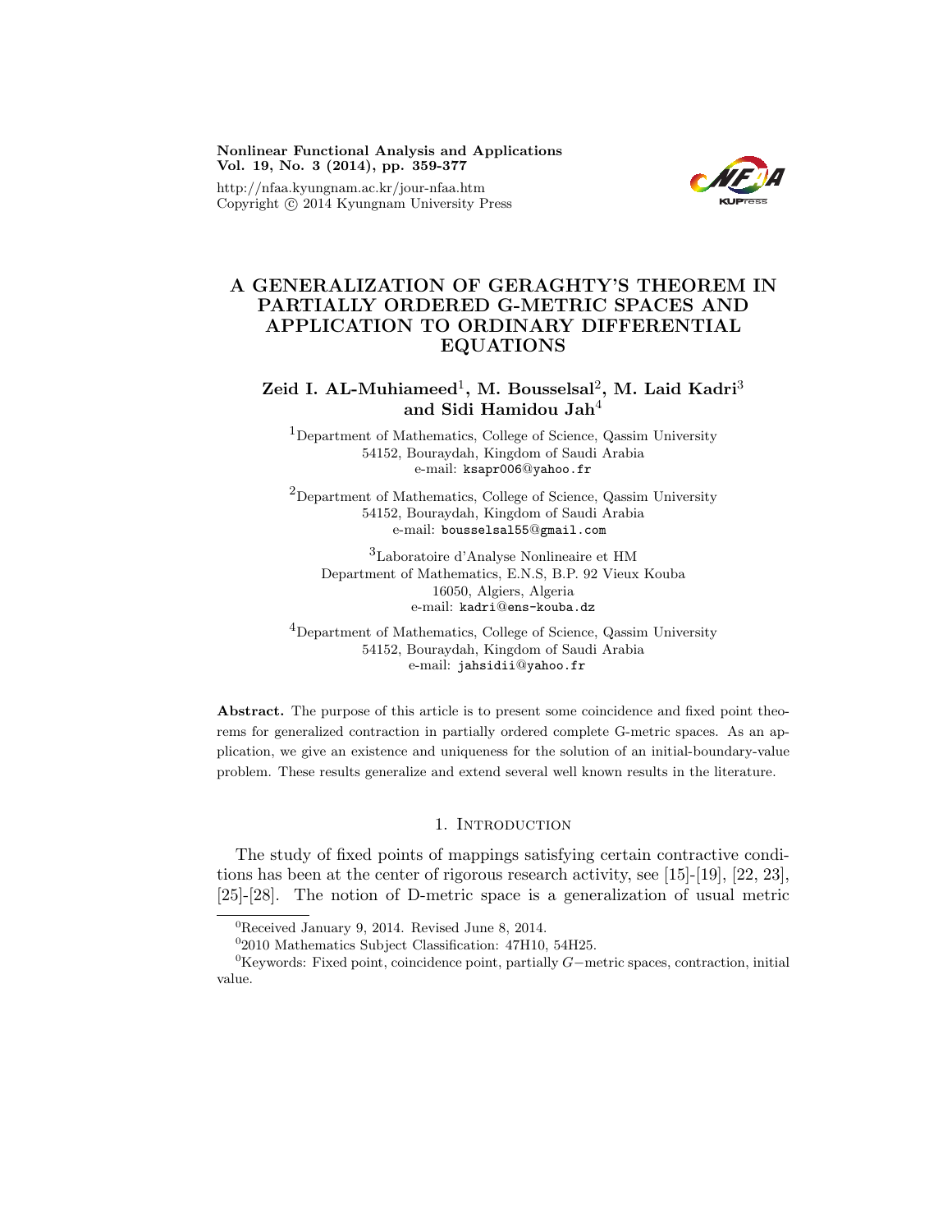# A GENERALIZATION OF GERAGHTY'S THEOREM IN PARTIALLY ORDERED G-METRIC SPACES AND APPLICATION TO ORDINARY DIFFERENTIAL EQUATIONS

**Zeid I. AL-Muhiameed[1], M. Bousselsal[2], M. Laid Kadri[3] and Sidi Hamidou Jah[4]**

[1]Department of Mathematics, College of Science, Qassim University
54152, Bouraydah, Kingdom of Saudi Arabia
e-mail: `ksapr006@yahoo.fr`

[2]Department of Mathematics, College of Science, Qassim University
54152, Bouraydah, Kingdom of Saudi Arabia
e-mail: `bousselsal55@gmail.com`

[3]Laboratoire d'Analyse Nonlineaire et HM
Department of Mathematics, E.N.S, B.P. 92 Vieux Kouba
16050, Algiers, Algeria
e-mail: `kadri@ens-kouba.dz`

[4]Department of Mathematics, College of Science, Qassim University
54152, Bouraydah, Kingdom of Saudi Arabia
e-mail: `jahsidii@yahoo.fr`

**Abstract.** The purpose of this article is to present some coincidence and fixed point theorems for generalized contraction in partially ordered complete G-metric spaces. As an application, we give an existence and uniqueness for the solution of an initial-boundary-value problem. These results generalize and extend several well known results in the literature.

## 1. Introduction

The study of fixed points of mappings satisfying certain contractive conditions has been at the center of rigorous research activity, see [15]-[19], [22, 23], [25]-[28]. The notion of D-metric space is a generalization of usual metric

---

[0]Received January 9, 2014. Revised June 8, 2014.

[0]2010 Mathematics Subject Classification: 47H10, 54H25.

[0]Keywords: Fixed point, coincidence point, partially $G-$metric spaces, contraction, initial value.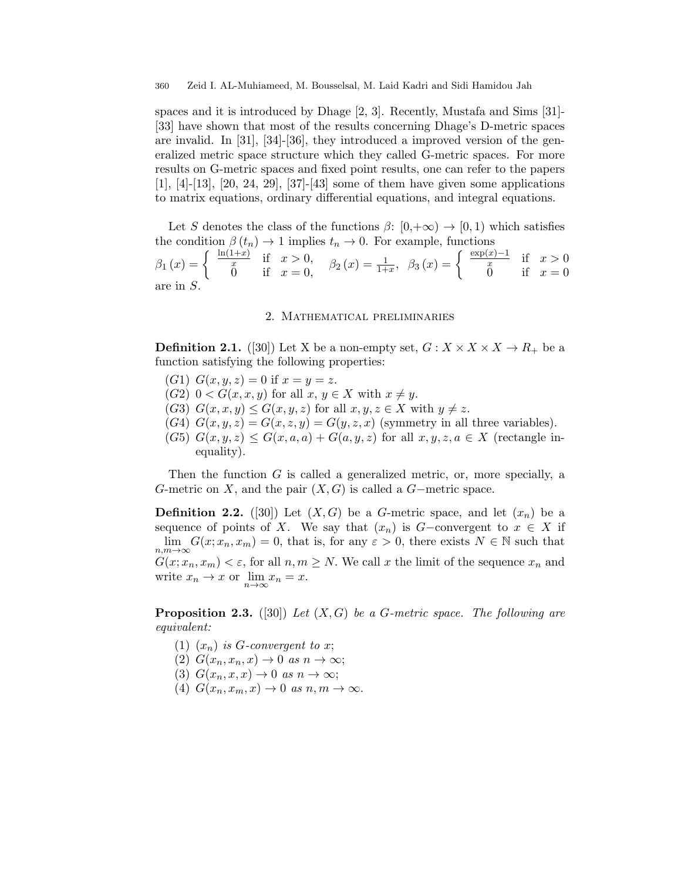spaces and it is introduced by Dhage [2, 3]. Recently, Mustafa and Sims [31]-[33] have shown that most of the results concerning Dhage's D-metric spaces are invalid. In [31], [34]-[36], they introduced a improved version of the generalized metric space structure which they called G-metric spaces. For more results on G-metric spaces and fixed point results, one can refer to the papers [1], [4]-[13], [20, 24, 29], [37]-[43] some of them have given some applications to matrix equations, ordinary differential equations, and integral equations.

Let $S$ denotes the class of the functions $\beta$: $[0,+\infty) \to [0,1)$ which satisfies the condition $\beta(t_n) \to 1$ implies $t_n \to 0$. For example, functions

$$\beta_1(x) = \begin{cases} \frac{\ln(1+x)}{x} & \text{if } x > 0, \\ 0 & \text{if } x = 0, \end{cases} \quad \beta_2(x) = \frac{1}{1+x}, \quad \beta_3(x) = \begin{cases} \frac{\exp(x)-1}{x} & \text{if } x > 0 \\ 0 & \text{if } x = 0 \end{cases}$$

are in $S$.

## 2. Mathematical preliminaries

**Definition 2.1.** ([30]) Let X be a non-empty set, $G : X \times X \times X \to R_+$ be a function satisfying the following properties:

- $(G1)$ $G(x, y, z) = 0$ if $x = y = z$.
- $(G2)$ $0 < G(x, x, y)$ for all $x, y \in X$ with $x \neq y$.
- $(G3)$ $G(x, x, y) \leq G(x, y, z)$ for all $x, y, z \in X$ with $y \neq z$.
- $(G4)$ $G(x, y, z) = G(x, z, y) = G(y, z, x)$ (symmetry in all three variables).
- $(G5)$ $G(x, y, z) \leq G(x, a, a) + G(a, y, z)$ for all $x, y, z, a \in X$ (rectangle inequality).

Then the function $G$ is called a generalized metric, or, more specially, a $G$-metric on $X$, and the pair $(X, G)$ is called a $G-$metric space.

**Definition 2.2.** ([30]) Let $(X, G)$ be a $G$-metric space, and let $(x_n)$ be a sequence of points of $X$. We say that $(x_n)$ is $G-$convergent to $x \in X$ if $\lim_{n,m\to\infty} G(x; x_n, x_m) = 0$, that is, for any $\varepsilon > 0$, there exists $N \in \mathbb{N}$ such that $G(x; x_n, x_m) < \varepsilon$, for all $n, m \geq N$. We call $x$ the limit of the sequence $x_n$ and write $x_n \to x$ or $\lim_{n\to\infty} x_n = x$.

**Proposition 2.3.** ([30]) *Let $(X, G)$ be a $G$-metric space. The following are equivalent:*

1. *$(x_n)$ is $G$-convergent to $x$;*
2. *$G(x_n, x_n, x) \to 0$ as $n \to \infty$;*
3. *$G(x_n, x, x) \to 0$ as $n \to \infty$;*
4. *$G(x_n, x_m, x) \to 0$ as $n, m \to \infty$.*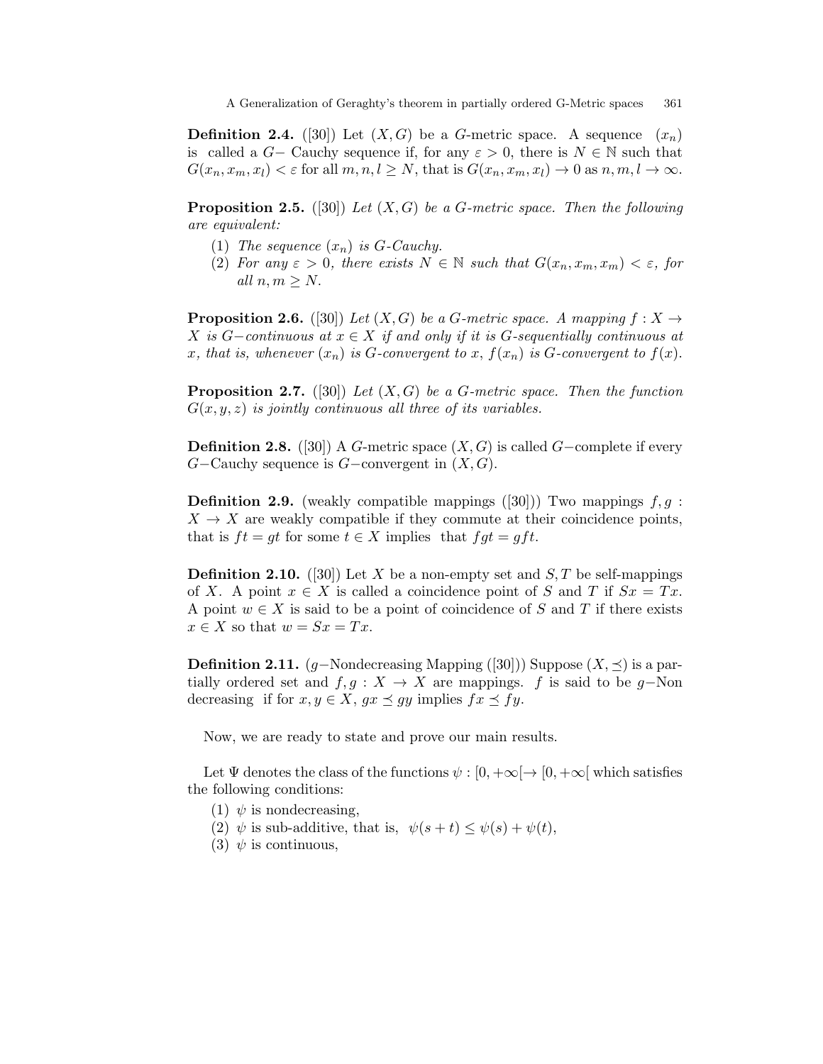**Definition 2.4.** ([30]) Let $(X, G)$ be a $G$-metric space. A sequence $(x_n)$ is called a $G-$ Cauchy sequence if, for any $\varepsilon > 0$, there is $N \in \mathbb{N}$ such that $G(x_n, x_m, x_l) < \varepsilon$ for all $m, n, l \geq N$, that is $G(x_n, x_m, x_l) \to 0$ as $n, m, l \to \infty$.

**Proposition 2.5.** ([30]) *Let $(X, G)$ be a $G$-metric space. Then the following are equivalent:*

1. *The sequence $(x_n)$ is $G$-Cauchy.*
2. *For any $\varepsilon > 0$, there exists $N \in \mathbb{N}$ such that $G(x_n, x_m, x_m) < \varepsilon$, for all $n, m \geq N$.*

**Proposition 2.6.** ([30]) *Let $(X, G)$ be a $G$-metric space. A mapping $f : X \to X$ is $G-$continuous at $x \in X$ if and only if it is $G$-sequentially continuous at $x$, that is, whenever $(x_n)$ is $G$-convergent to $x$, $f(x_n)$ is $G$-convergent to $f(x)$.*

**Proposition 2.7.** ([30]) *Let $(X, G)$ be a $G$-metric space. Then the function $G(x, y, z)$ is jointly continuous all three of its variables.*

**Definition 2.8.** ([30]) A $G$-metric space $(X, G)$ is called $G-$complete if every $G-$Cauchy sequence is $G-$convergent in $(X, G)$.

**Definition 2.9.** (weakly compatible mappings ([30])) Two mappings $f, g : X \to X$ are weakly compatible if they commute at their coincidence points, that is $ft = gt$ for some $t \in X$ implies that $fgt = gft$.

**Definition 2.10.** ([30]) Let $X$ be a non-empty set and $S, T$ be self-mappings of $X$. A point $x \in X$ is called a coincidence point of $S$ and $T$ if $Sx = Tx$. A point $w \in X$ is said to be a point of coincidence of $S$ and $T$ if there exists $x \in X$ so that $w = Sx = Tx$.

**Definition 2.11.** ($g-$Nondecreasing Mapping ([30])) Suppose $(X, \preceq)$ is a partially ordered set and $f, g : X \to X$ are mappings. $f$ is said to be $g-$Non decreasing if for $x, y \in X$, $gx \preceq gy$ implies $fx \preceq fy$.

Now, we are ready to state and prove our main results.

Let $\Psi$ denotes the class of the functions $\psi : [0, +\infty[ \to [0, +\infty[$ which satisfies the following conditions:

1. $\psi$ is nondecreasing,
2. $\psi$ is sub-additive, that is, $\psi(s + t) \leq \psi(s) + \psi(t)$,
3. $\psi$ is continuous,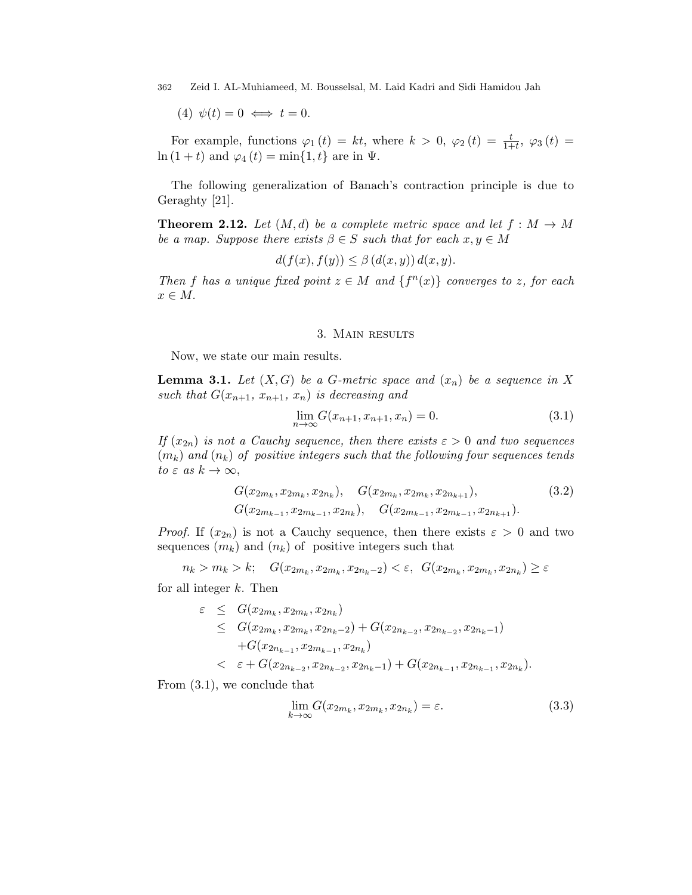(4) $\psi(t) = 0 \iff t = 0$.

For example, functions $\varphi_1(t) = kt$, where $k > 0$, $\varphi_2(t) = \frac{t}{1+t}$, $\varphi_3(t) = \ln(1+t)$ and $\varphi_4(t) = \min\{1, t\}$ are in $\Psi$.

The following generalization of Banach's contraction principle is due to Geraghty [21].

**Theorem 2.12.** *Let $(M, d)$ be a complete metric space and let $f : M \to M$ be a map. Suppose there exists $\beta \in S$ such that for each $x, y \in M$*

$$d(f(x), f(y)) \leq \beta(d(x, y))\, d(x, y).$$

*Then $f$ has a unique fixed point $z \in M$ and $\{f^n(x)\}$ converges to $z$, for each $x \in M$.*

## 3. Main results

Now, we state our main results.

**Lemma 3.1.** *Let $(X, G)$ be a $G$-metric space and $(x_n)$ be a sequence in $X$ such that $G(x_{n+1}, x_{n+1}, x_n)$ is decreasing and*

$$\lim_{n\to\infty} G(x_{n+1}, x_{n+1}, x_n) = 0. \tag{3.1}$$

*If $(x_{2n})$ is not a Cauchy sequence, then there exists $\varepsilon > 0$ and two sequences $(m_k)$ and $(n_k)$ of positive integers such that the following four sequences tends to $\varepsilon$ as $k \to \infty$,*

$$\begin{aligned} &G(x_{2m_k}, x_{2m_k}, x_{2n_k}), \quad G(x_{2m_k}, x_{2m_k}, x_{2n_{k+1}}), \\ &G(x_{2m_{k-1}}, x_{2m_{k-1}}, x_{2n_k}), \quad G(x_{2m_{k-1}}, x_{2m_{k-1}}, x_{2n_{k+1}}). \end{aligned} \tag{3.2}$$

*Proof.* If $(x_{2n})$ is not a Cauchy sequence, then there exists $\varepsilon > 0$ and two sequences $(m_k)$ and $(n_k)$ of positive integers such that

$$n_k > m_k > k; \quad G(x_{2m_k}, x_{2m_k}, x_{2n_k-2}) < \varepsilon, \; G(x_{2m_k}, x_{2m_k}, x_{2n_k}) \geq \varepsilon$$

for all integer $k$. Then

$$\begin{aligned} \varepsilon &\leq G(x_{2m_k}, x_{2m_k}, x_{2n_k}) \\ &\leq G(x_{2m_k}, x_{2m_k}, x_{2n_k-2}) + G(x_{2n_{k-2}}, x_{2n_{k-2}}, x_{2n_k-1}) \\ &\quad + G(x_{2n_{k-1}}, x_{2m_{k-1}}, x_{2n_k}) \\ &< \varepsilon + G(x_{2n_{k-2}}, x_{2n_{k-2}}, x_{2n_k-1}) + G(x_{2n_{k-1}}, x_{2n_{k-1}}, x_{2n_k}). \end{aligned}$$

From (3.1), we conclude that

$$\lim_{k\to\infty} G(x_{2m_k}, x_{2m_k}, x_{2n_k}) = \varepsilon. \tag{3.3}$$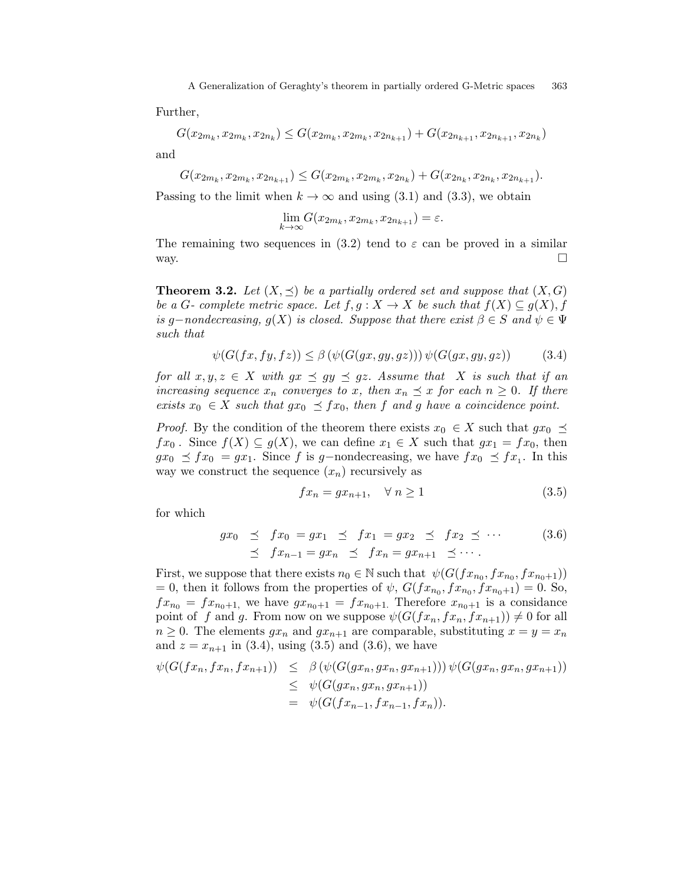Further,

$$G(x_{2m_k}, x_{2m_k}, x_{2n_k}) \leq G(x_{2m_k}, x_{2m_k}, x_{2n_{k+1}}) + G(x_{2n_{k+1}}, x_{2n_{k+1}}, x_{2n_k})$$

and

$$G(x_{2m_k}, x_{2m_k}, x_{2n_{k+1}}) \leq G(x_{2m_k}, x_{2m_k}, x_{2n_k}) + G(x_{2n_k}, x_{2n_k}, x_{2n_{k+1}}).$$

Passing to the limit when $k \to \infty$ and using (3.1) and (3.3), we obtain

$$\lim_{k\to\infty} G(x_{2m_k}, x_{2m_k}, x_{2n_{k+1}}) = \varepsilon.$$

The remaining two sequences in (3.2) tend to $\varepsilon$ can be proved in a similar way. □

**Theorem 3.2.** *Let $(X, \preceq)$ be a partially ordered set and suppose that $(X, G)$ be a G- complete metric space. Let $f, g : X \to X$ be such that $f(X) \subseteq g(X)$, $f$ is $g-$nondecreasing, $g(X)$ is closed. Suppose that there exist $\beta \in S$ and $\psi \in \Psi$ such that*

$$\psi(G(fx, fy, fz)) \leq \beta\left(\psi(G(gx, gy, gz))\right)\psi(G(gx, gy, gz)) \tag{3.4}$$

*for all $x, y, z \in X$ with $gx \preceq gy \preceq gz$. Assume that $X$ is such that if an increasing sequence $x_n$ converges to $x$, then $x_n \preceq x$ for each $n \geq 0$. If there exists $x_0 \in X$ such that $gx_0 \preceq fx_0$, then $f$ and $g$ have a coincidence point.*

*Proof.* By the condition of the theorem there exists $x_0 \in X$ such that $gx_0 \preceq fx_0$ . Since $f(X) \subseteq g(X)$, we can define $x_1 \in X$ such that $gx_1 = fx_0$, then $gx_0 \preceq fx_0 = gx_1$. Since $f$ is $g-$nondecreasing, we have $fx_0 \preceq fx_1$. In this way we construct the sequence $(x_n)$ recursively as

$$fx_n = gx_{n+1}, \quad \forall\, n \geq 1 \tag{3.5}$$

for which

$$\begin{aligned} gx_0 \;\preceq\; fx_0 = gx_1 \;\preceq\; fx_1 = gx_2 \;\preceq\; fx_2 \preceq \cdots \\ \preceq\; fx_{n-1} = gx_n \;\preceq\; fx_n = gx_{n+1} \;\preceq \cdots . \end{aligned} \tag{3.6}$$

First, we suppose that there exists $n_0 \in \mathbb{N}$ such that $\psi(G(fx_{n_0}, fx_{n_0}, fx_{n_0+1})) = 0$, then it follows from the properties of $\psi$, $G(fx_{n_0}, fx_{n_0}, fx_{n_0+1}) = 0$. So, $fx_{n_0} = fx_{n_0+1}$, we have $gx_{n_0+1} = fx_{n_0+1}$. Therefore $x_{n_0+1}$ is a considance point of $f$ and $g$. From now on we suppose $\psi(G(fx_n, fx_n, fx_{n+1})) \neq 0$ for all $n \geq 0$. The elements $gx_n$ and $gx_{n+1}$ are comparable, substituting $x = y = x_n$ and $z = x_{n+1}$ in (3.4), using (3.5) and (3.6), we have

$$\begin{aligned} \psi(G(fx_n, fx_n, fx_{n+1})) &\leq \beta\left(\psi(G(gx_n, gx_n, gx_{n+1}))\right)\psi(G(gx_n, gx_n, gx_{n+1})) \\ &\leq \psi(G(gx_n, gx_n, gx_{n+1})) \\ &= \psi(G(fx_{n-1}, fx_{n-1}, fx_n)). \end{aligned}$$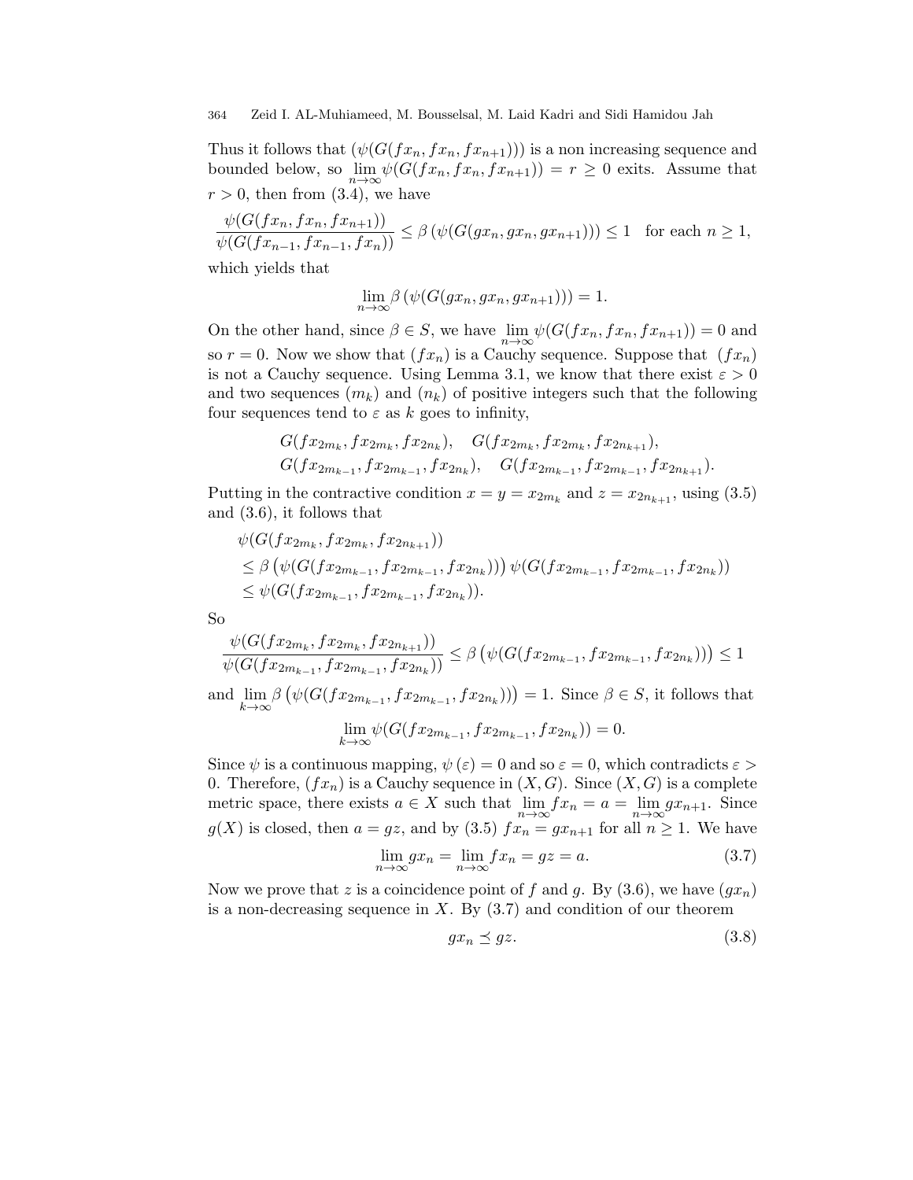Thus it follows that $(\psi(G(fx_n, fx_n, fx_{n+1})))$ is a non increasing sequence and bounded below, so $\lim_{n\to\infty} \psi(G(fx_n, fx_n, fx_{n+1})) = r \geq 0$ exits. Assume that $r > 0$, then from (3.4), we have

$$\frac{\psi(G(fx_n, fx_n, fx_{n+1}))}{\psi(G(fx_{n-1}, fx_{n-1}, fx_n))} \leq \beta\left(\psi(G(gx_n, gx_n, gx_{n+1}))\right) \leq 1 \quad \text{for each } n \geq 1,$$

which yields that

$$\lim_{n\to\infty} \beta\left(\psi(G(gx_n, gx_n, gx_{n+1}))\right) = 1.$$

On the other hand, since $\beta \in S$, we have $\lim_{n\to\infty} \psi(G(fx_n, fx_n, fx_{n+1})) = 0$ and so $r = 0$. Now we show that $(fx_n)$ is a Cauchy sequence. Suppose that $(fx_n)$ is not a Cauchy sequence. Using Lemma 3.1, we know that there exist $\varepsilon > 0$ and two sequences $(m_k)$ and $(n_k)$ of positive integers such that the following four sequences tend to $\varepsilon$ as $k$ goes to infinity,

$$G(fx_{2m_k}, fx_{2m_k}, fx_{2n_k}), \quad G(fx_{2m_k}, fx_{2m_k}, fx_{2n_{k+1}}),$$
$$G(fx_{2m_{k-1}}, fx_{2m_{k-1}}, fx_{2n_k}), \quad G(fx_{2m_{k-1}}, fx_{2m_{k-1}}, fx_{2n_{k+1}}).$$

Putting in the contractive condition $x = y = x_{2m_k}$ and $z = x_{2n_{k+1}}$, using (3.5) and (3.6), it follows that

$$\begin{aligned}
&\psi(G(fx_{2m_k}, fx_{2m_k}, fx_{2n_{k+1}})) \\
&\leq \beta\left(\psi(G(fx_{2m_{k-1}}, fx_{2m_{k-1}}, fx_{2n_k}))\right) \psi(G(fx_{2m_{k-1}}, fx_{2m_{k-1}}, fx_{2n_k})) \\
&\leq \psi(G(fx_{2m_{k-1}}, fx_{2m_{k-1}}, fx_{2n_k})).
\end{aligned}$$

So

$$\frac{\psi(G(fx_{2m_k}, fx_{2m_k}, fx_{2n_{k+1}}))}{\psi(G(fx_{2m_{k-1}}, fx_{2m_{k-1}}, fx_{2n_k}))} \leq \beta\left(\psi(G(fx_{2m_{k-1}}, fx_{2m_{k-1}}, fx_{2n_k}))\right) \leq 1$$

and $\lim_{k\to\infty} \beta\left(\psi(G(fx_{2m_{k-1}}, fx_{2m_{k-1}}, fx_{2n_k}))\right) = 1$. Since $\beta \in S$, it follows that

$$\lim_{k\to\infty} \psi(G(fx_{2m_{k-1}}, fx_{2m_{k-1}}, fx_{2n_k})) = 0.$$

Since $\psi$ is a continuous mapping, $\psi(\varepsilon) = 0$ and so $\varepsilon = 0$, which contradicts $\varepsilon > 0$. Therefore, $(fx_n)$ is a Cauchy sequence in $(X, G)$. Since $(X, G)$ is a complete metric space, there exists $a \in X$ such that $\lim_{n\to\infty} fx_n = a = \lim_{n\to\infty} gx_{n+1}$. Since $g(X)$ is closed, then $a = gz$, and by (3.5) $fx_n = gx_{n+1}$ for all $n \geq 1$. We have

$$\lim_{n\to\infty} gx_n = \lim_{n\to\infty} fx_n = gz = a. \tag{3.7}$$

Now we prove that $z$ is a coincidence point of $f$ and $g$. By (3.6), we have $(gx_n)$ is a non-decreasing sequence in $X$. By (3.7) and condition of our theorem

$$gx_n \preceq gz. \tag{3.8}$$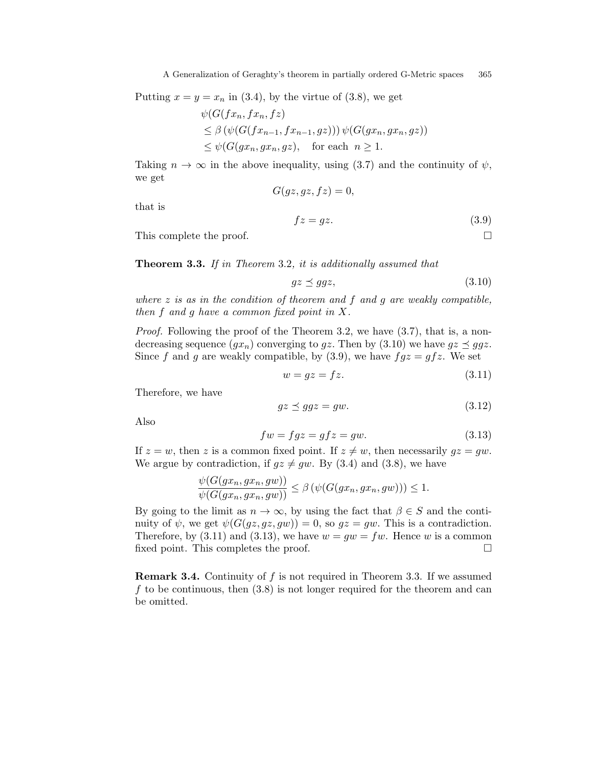Putting $x = y = x_n$ in (3.4), by the virtue of (3.8), we get

$$\begin{aligned}
&\psi(G(fx_n, fx_n, fz) \\
&\leq \beta\left(\psi(G(fx_{n-1}, fx_{n-1}, gz))\right)\psi(G(gx_n, gx_n, gz)) \\
&\leq \psi(G(gx_n, gx_n, gz), \quad \text{for each } \; n \geq 1.
\end{aligned}$$

Taking $n \to \infty$ in the above inequality, using (3.7) and the continuity of $\psi$, we get

$$G(gz, gz, fz) = 0,$$

that is

$$fz = gz. \tag{3.9}$$

This complete the proof. $\square$

**Theorem 3.3.** *If in Theorem* 3.2*, it is additionally assumed that*

$$gz \preceq ggz, \tag{3.10}$$

*where $z$ is as in the condition of theorem and $f$ and $g$ are weakly compatible, then $f$ and $g$ have a common fixed point in $X$.*

*Proof.* Following the proof of the Theorem 3.2, we have (3.7), that is, a non-decreasing sequence $(gx_n)$ converging to $gz$. Then by (3.10) we have $gz \preceq ggz$. Since $f$ and $g$ are weakly compatible, by (3.9), we have $fgz = gfz$. We set

$$w = gz = fz. \tag{3.11}$$

Therefore, we have

$$gz \preceq ggz = gw. \tag{3.12}$$

Also

$$fw = fgz = gfz = gw. \tag{3.13}$$

If $z = w$, then $z$ is a common fixed point. If $z \neq w$, then necessarily $gz = gw$. We argue by contradiction, if $gz \neq gw$. By (3.4) and (3.8), we have

$$\frac{\psi(G(gx_n, gx_n, gw))}{\psi(G(gx_n, gx_n, gw))} \leq \beta\left(\psi(G(gx_n, gx_n, gw))\right) \leq 1.$$

By going to the limit as $n \to \infty$, by using the fact that $\beta \in S$ and the continuity of $\psi$, we get $\psi(G(gz, gz, gw)) = 0$, so $gz = gw$. This is a contradiction. Therefore, by (3.11) and (3.13), we have $w = gw = fw$. Hence $w$ is a common fixed point. This completes the proof. $\square$

**Remark 3.4.** Continuity of $f$ is not required in Theorem 3.3. If we assumed $f$ to be continuous, then (3.8) is not longer required for the theorem and can be omitted.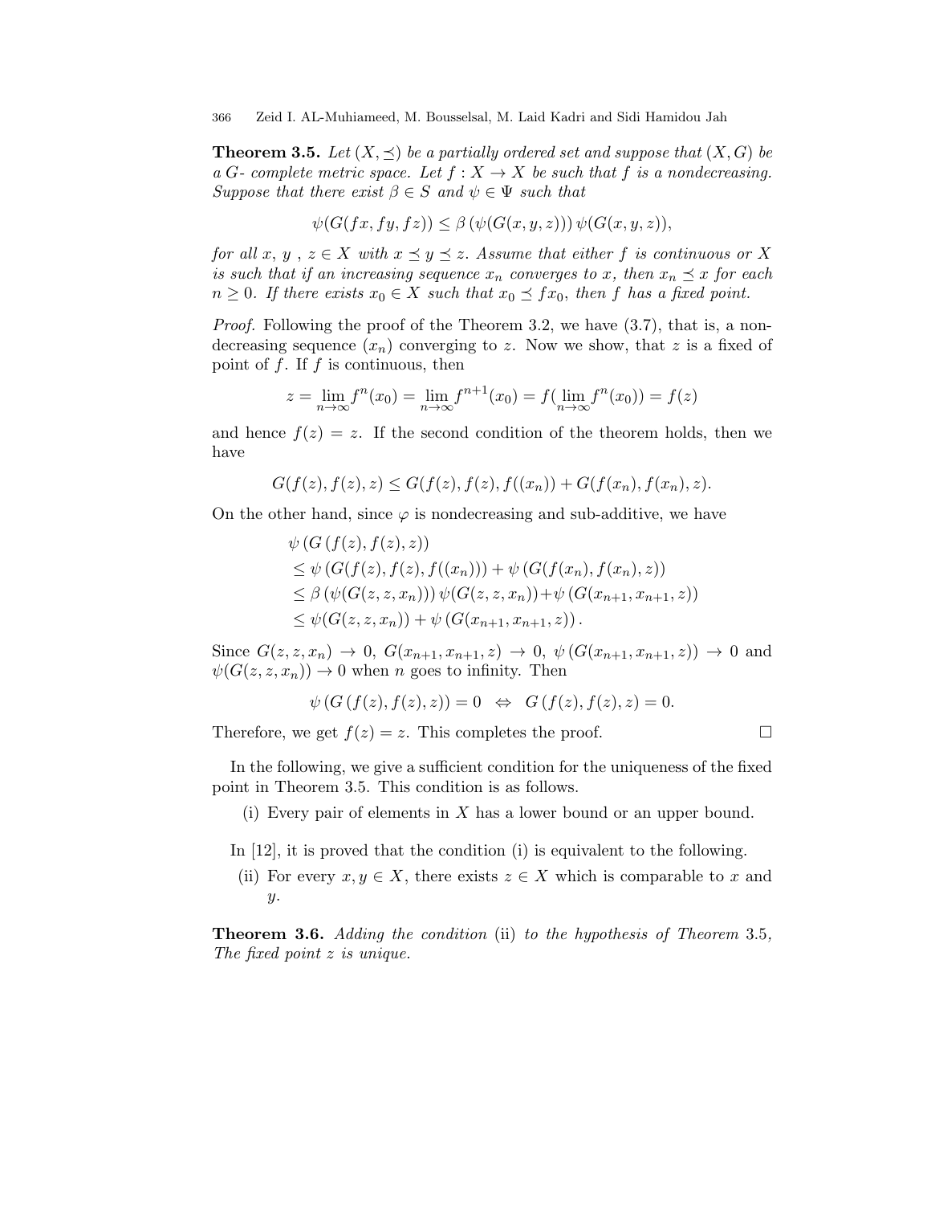**Theorem 3.5.** *Let $(X, \preceq)$ be a partially ordered set and suppose that $(X, G)$ be a $G$- complete metric space. Let $f : X \to X$ be such that $f$ is a nondecreasing. Suppose that there exist $\beta \in S$ and $\psi \in \Psi$ such that*

$$\psi(G(fx, fy, fz)) \leq \beta\left(\psi(G(x, y, z))\right)\psi(G(x, y, z)),$$

*for all $x$, $y$ , $z \in X$ with $x \preceq y \preceq z$. Assume that either $f$ is continuous or $X$ is such that if an increasing sequence $x_n$ converges to $x$, then $x_n \preceq x$ for each $n \geq 0$. If there exists $x_0 \in X$ such that $x_0 \preceq fx_0$, then $f$ has a fixed point.*

*Proof.* Following the proof of the Theorem 3.2, we have (3.7), that is, a nondecreasing sequence $(x_n)$ converging to $z$. Now we show, that $z$ is a fixed of point of $f$. If $f$ is continuous, then

$$z = \lim_{n\to\infty} f^n(x_0) = \lim_{n\to\infty} f^{n+1}(x_0) = f(\lim_{n\to\infty} f^n(x_0)) = f(z)$$

and hence $f(z) = z$. If the second condition of the theorem holds, then we have

$$G(f(z), f(z), z) \leq G(f(z), f(z), f((x_n)) + G(f(x_n), f(x_n), z).$$

On the other hand, since $\varphi$ is nondecreasing and sub-additive, we have

$$\begin{aligned}
&\psi\left(G\left(f(z), f(z), z\right)\right) \\
&\leq \psi\left(G(f(z), f(z), f((x_n)))\right) + \psi\left(G(f(x_n), f(x_n), z)\right) \\
&\leq \beta\left(\psi(G(z, z, x_n))\right)\psi(G(z, z, x_n)) + \psi\left(G(x_{n+1}, x_{n+1}, z)\right) \\
&\leq \psi(G(z, z, x_n)) + \psi\left(G(x_{n+1}, x_{n+1}, z)\right).
\end{aligned}$$

Since $G(z, z, x_n) \to 0$, $G(x_{n+1}, x_{n+1}, z) \to 0$, $\psi\left(G(x_{n+1}, x_{n+1}, z)\right) \to 0$ and $\psi(G(z, z, x_n)) \to 0$ when $n$ goes to infinity. Then

$$\psi\left(G\left(f(z), f(z), z\right)\right) = 0 \quad \Leftrightarrow \quad G\left(f(z), f(z), z\right) = 0.$$

Therefore, we get $f(z) = z$. This completes the proof. $\square$

In the following, we give a sufficient condition for the uniqueness of the fixed point in Theorem 3.5. This condition is as follows.

(i) Every pair of elements in $X$ has a lower bound or an upper bound.

In [12], it is proved that the condition (i) is equivalent to the following.

(ii) For every $x, y \in X$, there exists $z \in X$ which is comparable to $x$ and $y$.

**Theorem 3.6.** *Adding the condition* (ii) *to the hypothesis of Theorem* 3.5*, The fixed point $z$ is unique.*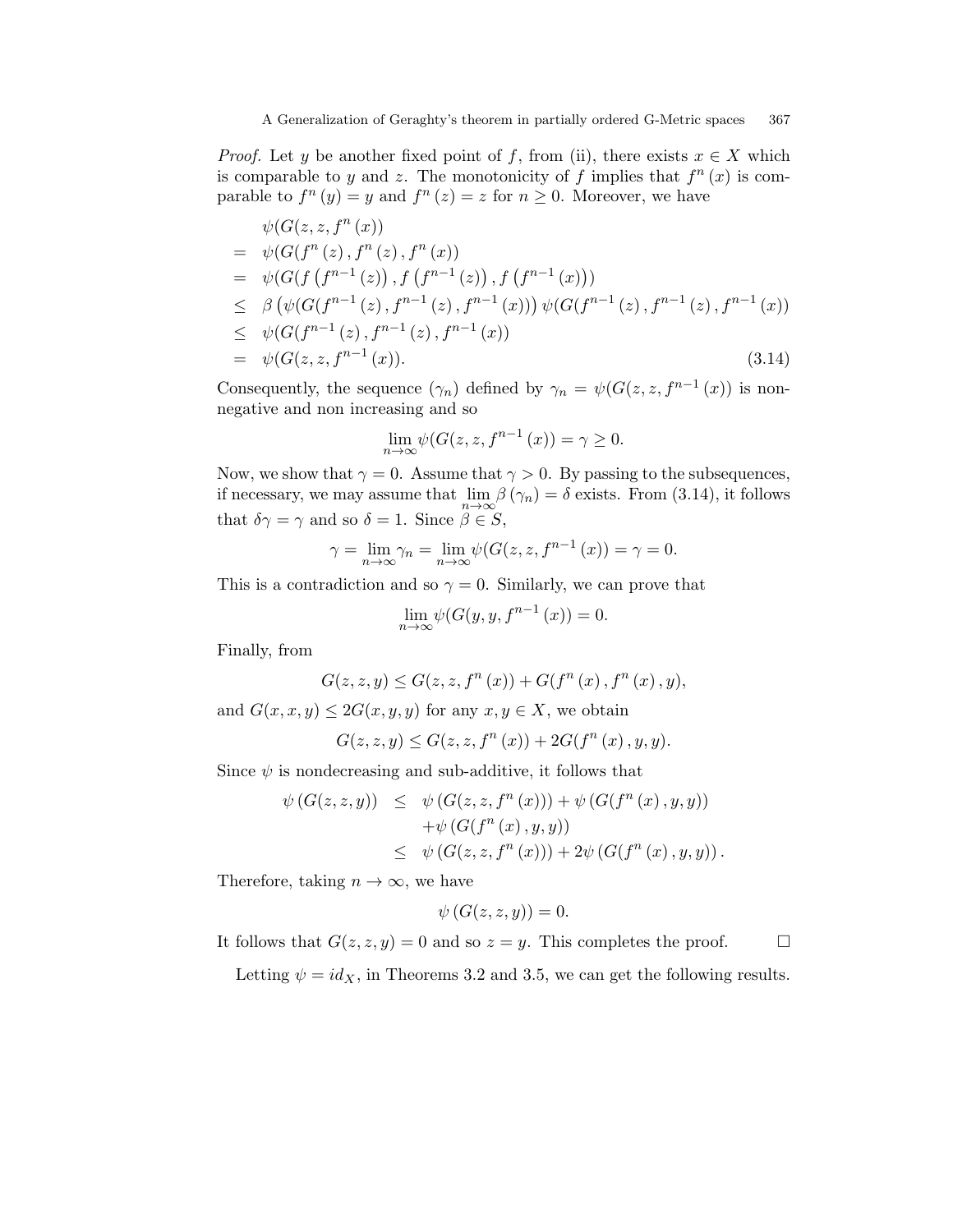*Proof.* Let $y$ be another fixed point of $f$, from (ii), there exists $x \in X$ which is comparable to $y$ and $z$. The monotonicity of $f$ implies that $f^n(x)$ is comparable to $f^n(y) = y$ and $f^n(z) = z$ for $n \geq 0$. Moreover, we have

$$
\begin{aligned}
& \psi(G(z, z, f^n(x)) \\
= \;& \psi(G(f^n(z), f^n(z), f^n(x)) \\
= \;& \psi(G(f(f^{n-1}(z)), f(f^{n-1}(z)), f(f^{n-1}(x))) \\
\leq \;& \beta\left(\psi(G(f^{n-1}(z), f^{n-1}(z), f^{n-1}(x))\right) \psi(G(f^{n-1}(z), f^{n-1}(z), f^{n-1}(x)) \\
\leq \;& \psi(G(f^{n-1}(z), f^{n-1}(z), f^{n-1}(x)) \\
= \;& \psi(G(z, z, f^{n-1}(x)). \qquad (3.14)
\end{aligned}
$$

Consequently, the sequence $(\gamma_n)$ defined by $\gamma_n = \psi(G(z, z, f^{n-1}(x))$ is nonnegative and non increasing and so

$$\lim_{n\to\infty} \psi(G(z, z, f^{n-1}(x)) = \gamma \geq 0.$$

Now, we show that $\gamma = 0$. Assume that $\gamma > 0$. By passing to the subsequences, if necessary, we may assume that $\lim_{n\to\infty} \beta(\gamma_n) = \delta$ exists. From (3.14), it follows that $\delta\gamma = \gamma$ and so $\delta = 1$. Since $\beta \in S$,

$$\gamma = \lim_{n\to\infty} \gamma_n = \lim_{n\to\infty} \psi(G(z, z, f^{n-1}(x)) = \gamma = 0.$$

This is a contradiction and so $\gamma = 0$. Similarly, we can prove that

$$\lim_{n\to\infty} \psi(G(y, y, f^{n-1}(x)) = 0.$$

Finally, from

$$G(z, z, y) \leq G(z, z, f^n(x)) + G(f^n(x), f^n(x), y),$$

and $G(x, x, y) \leq 2G(x, y, y)$ for any $x, y \in X$, we obtain

$$G(z, z, y) \leq G(z, z, f^n(x)) + 2G(f^n(x), y, y).$$

Since $\psi$ is nondecreasing and sub-additive, it follows that

$$
\begin{aligned}
\psi(G(z, z, y)) \;&\leq\; \psi(G(z, z, f^n(x))) + \psi(G(f^n(x), y, y)) \\
&\quad + \psi(G(f^n(x), y, y)) \\
&\leq\; \psi(G(z, z, f^n(x))) + 2\psi(G(f^n(x), y, y)).
\end{aligned}
$$

Therefore, taking $n \to \infty$, we have

$$\psi(G(z, z, y)) = 0.$$

It follows that $G(z, z, y) = 0$ and so $z = y$. This completes the proof. $\square$

Letting $\psi = id_X$, in Theorems 3.2 and 3.5, we can get the following results.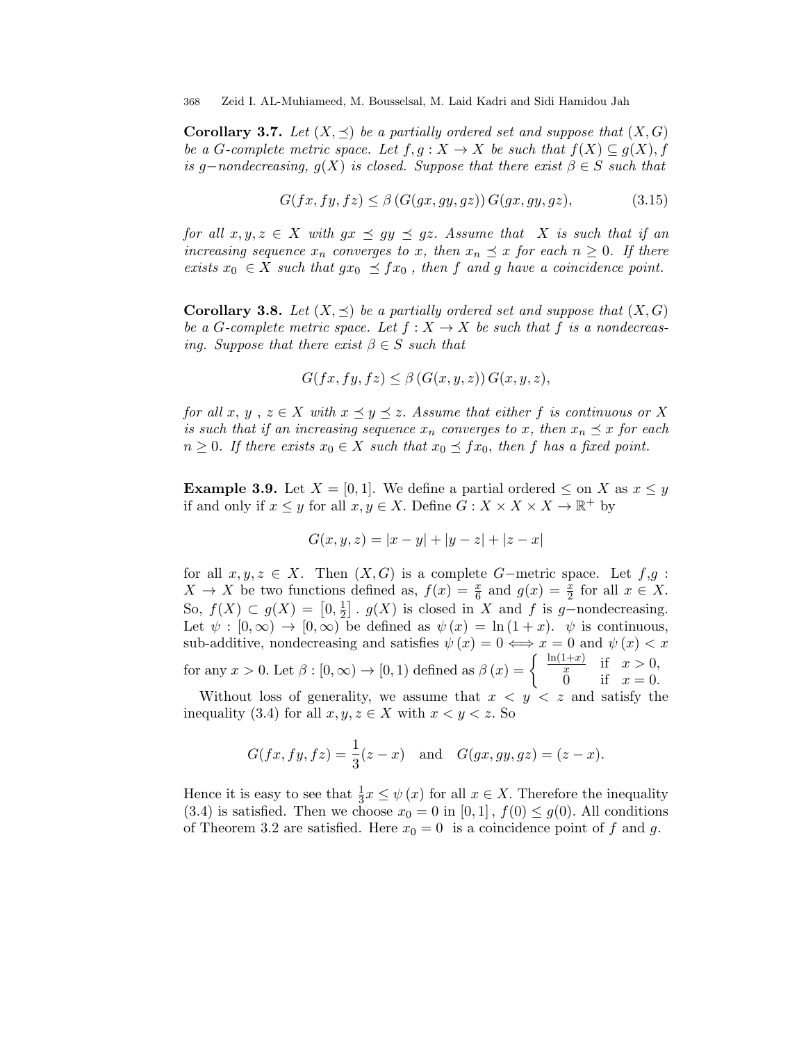**Corollary 3.7.** *Let $(X, \preceq)$ be a partially ordered set and suppose that $(X, G)$ be a G-complete metric space. Let $f, g : X \to X$ be such that $f(X) \subseteq g(X)$, $f$ is $g-$nondecreasing, $g(X)$ is closed. Suppose that there exist $\beta \in S$ such that*

$$G(fx, fy, fz) \leq \beta\left(G(gx, gy, gz)\right) G(gx, gy, gz), \tag{3.15}$$

*for all $x, y, z \in X$ with $gx \preceq gy \preceq gz$. Assume that $X$ is such that if an increasing sequence $x_n$ converges to $x$, then $x_n \preceq x$ for each $n \geq 0$. If there exists $x_0 \in X$ such that $gx_0 \preceq fx_0$ , then $f$ and $g$ have a coincidence point.*

**Corollary 3.8.** *Let $(X, \preceq)$ be a partially ordered set and suppose that $(X, G)$ be a G-complete metric space. Let $f : X \to X$ be such that $f$ is a nondecreasing. Suppose that there exist $\beta \in S$ such that*

$$G(fx, fy, fz) \leq \beta\left(G(x, y, z)\right) G(x, y, z),$$

*for all $x$, $y$ , $z \in X$ with $x \preceq y \preceq z$. Assume that either $f$ is continuous or $X$ is such that if an increasing sequence $x_n$ converges to $x$, then $x_n \preceq x$ for each $n \geq 0$. If there exists $x_0 \in X$ such that $x_0 \preceq fx_0$, then $f$ has a fixed point.*

**Example 3.9.** Let $X = [0, 1]$. We define a partial ordered $\leq$ on $X$ as $x \leq y$ if and only if $x \leq y$ for all $x, y \in X$. Define $G : X \times X \times X \to \mathbb{R}^+$ by

$$G(x, y, z) = |x - y| + |y - z| + |z - x|$$

for all $x, y, z \in X$. Then $(X, G)$ is a complete $G-$metric space. Let $f$,$g$ : $X \to X$ be two functions defined as, $f(x) = \frac{x}{6}$ and $g(x) = \frac{x}{2}$ for all $x \in X$. So, $f(X) \subset g(X) = \left[0, \frac{1}{2}\right]$ . $g(X)$ is closed in $X$ and $f$ is $g-$nondecreasing. Let $\psi : [0, \infty) \to [0, \infty)$ be defined as $\psi(x) = \ln(1 + x)$. $\psi$ is continuous, sub-additive, nondecreasing and satisfies $\psi(x) = 0 \Longleftrightarrow x = 0$ and $\psi(x) < x$ for any $x > 0$. Let $\beta : [0, \infty) \to [0, 1)$ defined as $\beta(x) = \begin{cases} \frac{\ln(1+x)}{x} & \text{if} \quad x > 0, \\ 0 & \text{if} \quad x = 0. \end{cases}$

Without loss of generality, we assume that $x < y < z$ and satisfy the inequality (3.4) for all $x, y, z \in X$ with $x < y < z$. So

$$G(fx, fy, fz) = \frac{1}{3}(z - x) \quad \text{and} \quad G(gx, gy, gz) = (z - x).$$

Hence it is easy to see that $\frac{1}{3}x \leq \psi(x)$ for all $x \in X$. Therefore the inequality (3.4) is satisfied. Then we choose $x_0 = 0$ in $[0, 1]$ , $f(0) \leq g(0)$. All conditions of Theorem 3.2 are satisfied. Here $x_0 = 0$ is a coincidence point of $f$ and $g$.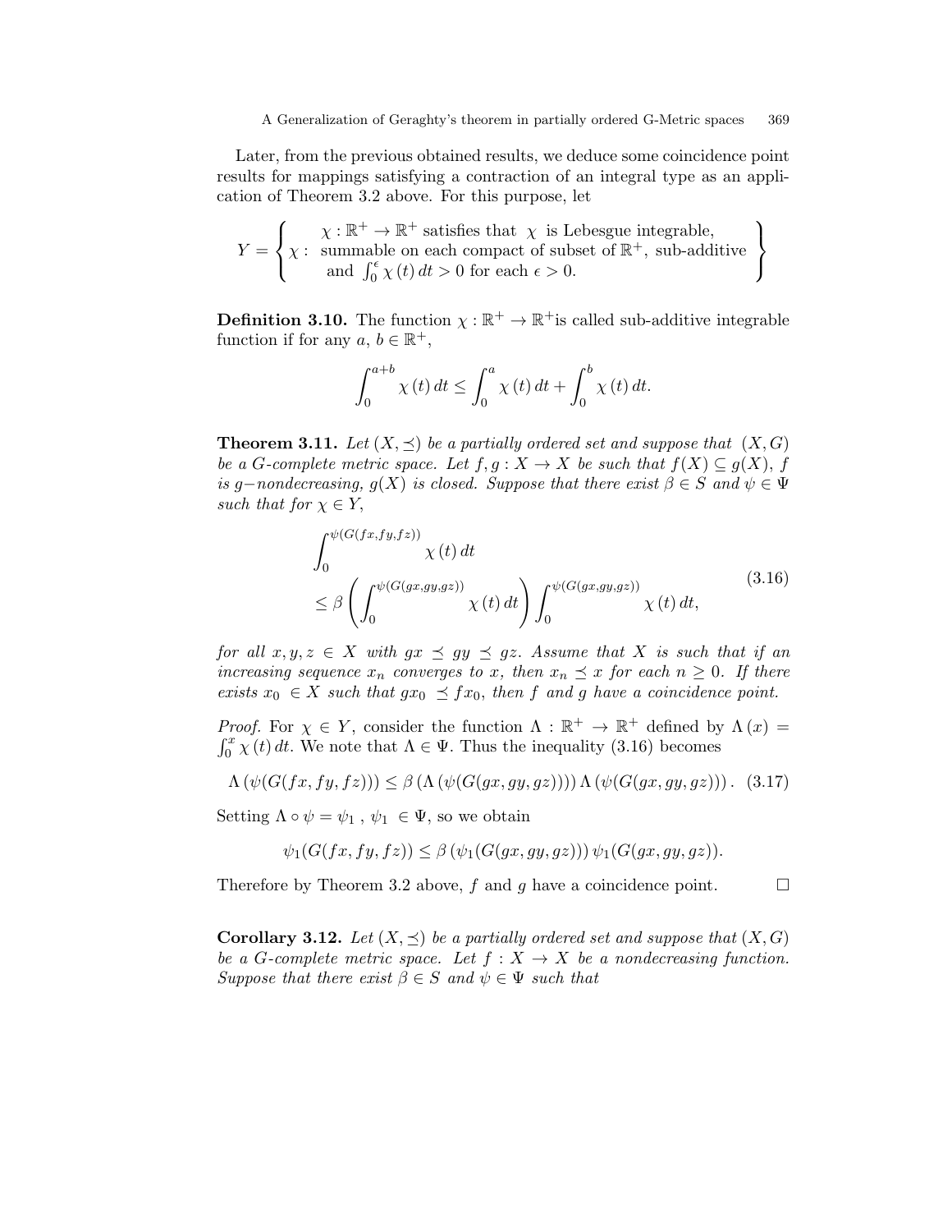Later, from the previous obtained results, we deduce some coincidence point results for mappings satisfying a contraction of an integral type as an application of Theorem 3.2 above. For this purpose, let

$$Y = \left\{ \chi : \begin{array}{c} \chi : \mathbb{R}^+ \to \mathbb{R}^+ \text{ satisfies that } \chi \text{ is Lebesgue integrable,} \\ \text{summable on each compact of subset of } \mathbb{R}^+, \text{ sub-additive} \\ \text{and } \int_0^\epsilon \chi(t)\, dt > 0 \text{ for each } \epsilon > 0. \end{array} \right\}$$

**Definition 3.10.** The function $\chi : \mathbb{R}^+ \to \mathbb{R}^+$ is called sub-additive integrable function if for any $a, b \in \mathbb{R}^+$,

$$\int_0^{a+b} \chi(t)\, dt \leq \int_0^a \chi(t)\, dt + \int_0^b \chi(t)\, dt.$$

**Theorem 3.11.** *Let $(X, \preceq)$ be a partially ordered set and suppose that $(X, G)$ be a G-complete metric space. Let $f, g : X \to X$ be such that $f(X) \subseteq g(X)$, $f$ is $g-$nondecreasing, $g(X)$ is closed. Suppose that there exist $\beta \in S$ and $\psi \in \Psi$ such that for $\chi \in Y$,*

$$\begin{aligned} &\int_0^{\psi(G(fx,fy,fz))} \chi(t)\, dt \\ &\leq \beta \left( \int_0^{\psi(G(gx,gy,gz))} \chi(t)\, dt \right) \int_0^{\psi(G(gx,gy,gz))} \chi(t)\, dt, \end{aligned} \tag{3.16}$$

*for all $x, y, z \in X$ with $gx \preceq gy \preceq gz$. Assume that $X$ is such that if an increasing sequence $x_n$ converges to $x$, then $x_n \preceq x$ for each $n \geq 0$. If there exists $x_0 \in X$ such that $gx_0 \preceq fx_0$, then $f$ and $g$ have a coincidence point.*

*Proof.* For $\chi \in Y$, consider the function $\Lambda : \mathbb{R}^+ \to \mathbb{R}^+$ defined by $\Lambda(x) = \int_0^x \chi(t)\, dt$. We note that $\Lambda \in \Psi$. Thus the inequality (3.16) becomes

$$\Lambda(\psi(G(fx, fy, fz))) \leq \beta(\Lambda(\psi(G(gx, gy, gz))))\, \Lambda(\psi(G(gx, gy, gz))). \tag{3.17}$$

Setting $\Lambda \circ \psi = \psi_1$, $\psi_1 \in \Psi$, so we obtain

$$\psi_1(G(fx, fy, fz)) \leq \beta(\psi_1(G(gx, gy, gz)))\, \psi_1(G(gx, gy, gz)).$$

Therefore by Theorem 3.2 above, $f$ and $g$ have a coincidence point. $\square$

**Corollary 3.12.** *Let $(X, \preceq)$ be a partially ordered set and suppose that $(X, G)$ be a G-complete metric space. Let $f : X \to X$ be a nondecreasing function. Suppose that there exist $\beta \in S$ and $\psi \in \Psi$ such that*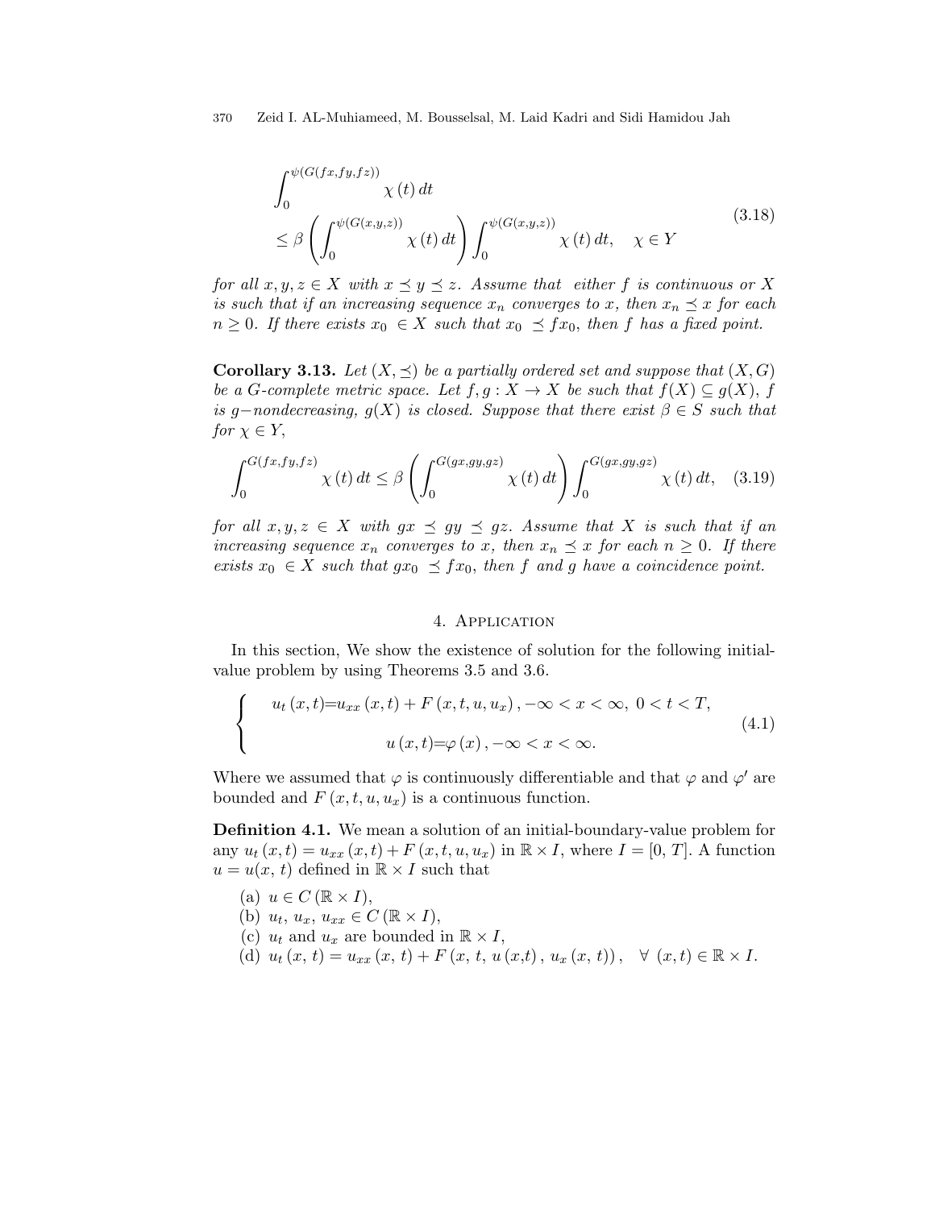$$\int_0^{\psi(G(fx,fy,fz))} \chi(t)\,dt$$
$$\leq \beta \left( \int_0^{\psi(G(x,y,z))} \chi(t)\,dt \right) \int_0^{\psi(G(x,y,z))} \chi(t)\,dt, \quad \chi \in Y \tag{3.18}$$

*for all $x, y, z \in X$ with $x \preceq y \preceq z$. Assume that either $f$ is continuous or $X$ is such that if an increasing sequence $x_n$ converges to $x$, then $x_n \preceq x$ for each $n \geq 0$. If there exists $x_0 \in X$ such that $x_0 \preceq fx_0$, then $f$ has a fixed point.*

**Corollary 3.13.** *Let $(X, \preceq)$ be a partially ordered set and suppose that $(X, G)$ be a G-complete metric space. Let $f, g : X \to X$ be such that $f(X) \subseteq g(X)$, $f$ is $g-$nondecreasing, $g(X)$ is closed. Suppose that there exist $\beta \in S$ such that for $\chi \in Y$,*

$$\int_0^{G(fx,fy,fz)} \chi(t)\,dt \leq \beta \left( \int_0^{G(gx,gy,gz)} \chi(t)\,dt \right) \int_0^{G(gx,gy,gz)} \chi(t)\,dt, \tag{3.19}$$

*for all $x, y, z \in X$ with $gx \preceq gy \preceq gz$. Assume that $X$ is such that if an increasing sequence $x_n$ converges to $x$, then $x_n \preceq x$ for each $n \geq 0$. If there exists $x_0 \in X$ such that $gx_0 \preceq fx_0$, then $f$ and $g$ have a coincidence point.*

## 4. Application

In this section, We show the existence of solution for the following initial-value problem by using Theorems 3.5 and 3.6.

$$\begin{cases} u_t(x,t) = u_{xx}(x,t) + F(x,t,u,u_x), -\infty < x < \infty,\ 0 < t < T, \\ u(x,t) = \varphi(x), -\infty < x < \infty. \end{cases} \tag{4.1}$$

Where we assumed that $\varphi$ is continuously differentiable and that $\varphi$ and $\varphi'$ are bounded and $F(x,t,u,u_x)$ is a continuous function.

**Definition 4.1.** We mean a solution of an initial-boundary-value problem for any $u_t(x,t) = u_{xx}(x,t) + F(x,t,u,u_x)$ in $\mathbb{R} \times I$, where $I = [0, T]$. A function $u = u(x, t)$ defined in $\mathbb{R} \times I$ such that

(a) $u \in C(\mathbb{R} \times I)$,
(b) $u_t,\ u_x,\ u_{xx} \in C(\mathbb{R} \times I)$,
(c) $u_t$ and $u_x$ are bounded in $\mathbb{R} \times I$,
(d) $u_t(x, t) = u_{xx}(x, t) + F(x, t, u(x,t), u_x(x, t)), \quad \forall\ (x,t) \in \mathbb{R} \times I$.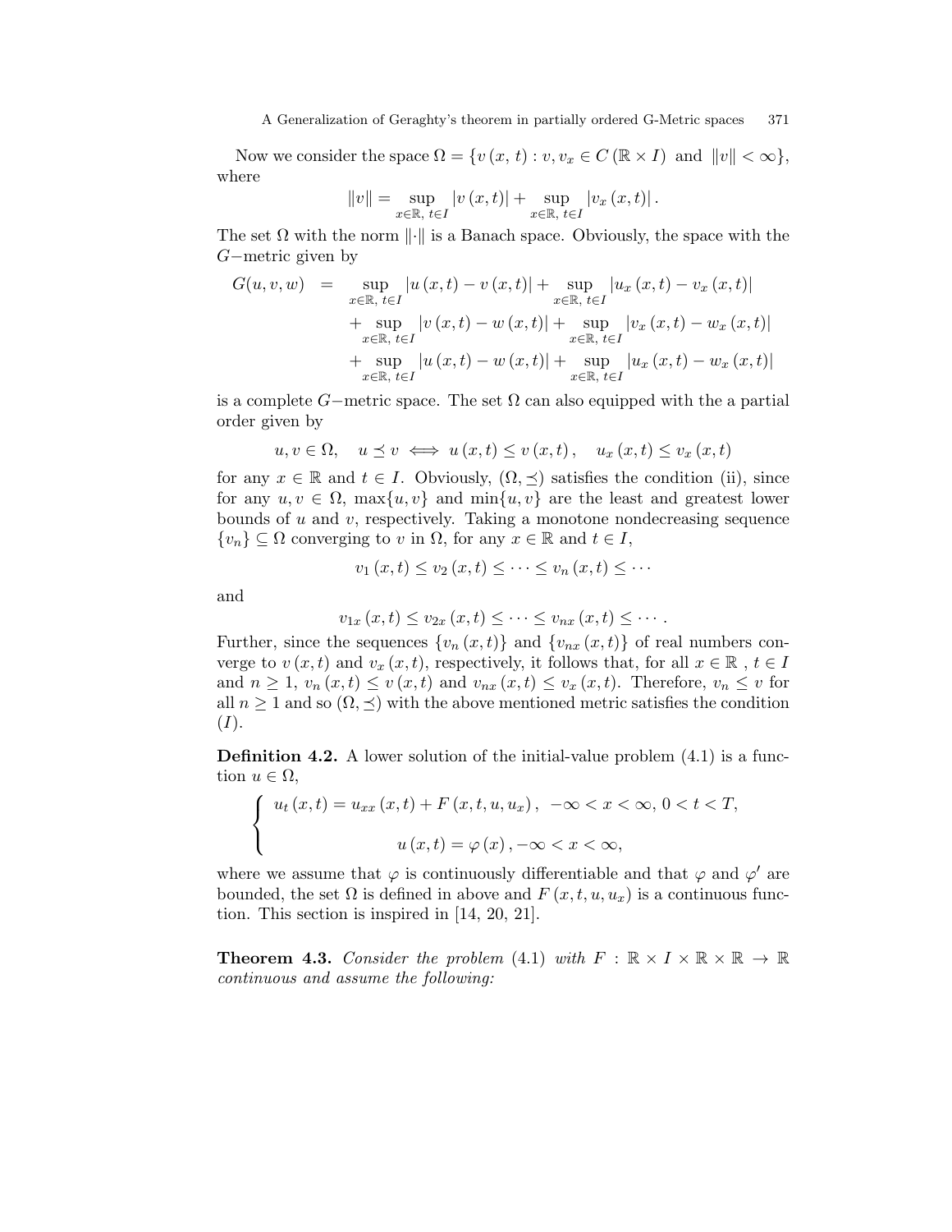Now we consider the space $\Omega = \{v(x, t) : v, v_x \in C(\mathbb{R} \times I) \text{ and } \|v\| < \infty\}$, where

$$\|v\| = \sup_{x \in \mathbb{R},\, t \in I} |v(x,t)| + \sup_{x \in \mathbb{R},\, t \in I} |v_x(x,t)|.$$

The set $\Omega$ with the norm $\|\cdot\|$ is a Banach space. Obviously, the space with the $G-$metric given by

$$\begin{aligned} G(u,v,w) &= \sup_{x \in \mathbb{R},\, t \in I} |u(x,t) - v(x,t)| + \sup_{x \in \mathbb{R},\, t \in I} |u_x(x,t) - v_x(x,t)| \\ &\quad + \sup_{x \in \mathbb{R},\, t \in I} |v(x,t) - w(x,t)| + \sup_{x \in \mathbb{R},\, t \in I} |v_x(x,t) - w_x(x,t)| \\ &\quad + \sup_{x \in \mathbb{R},\, t \in I} |u(x,t) - w(x,t)| + \sup_{x \in \mathbb{R},\, t \in I} |u_x(x,t) - w_x(x,t)| \end{aligned}$$

is a complete $G-$metric space. The set $\Omega$ can also equipped with the a partial order given by

$$u, v \in \Omega, \quad u \preceq v \iff u(x,t) \leq v(x,t), \quad u_x(x,t) \leq v_x(x,t)$$

for any $x \in \mathbb{R}$ and $t \in I$. Obviously, $(\Omega, \preceq)$ satisfies the condition (ii), since for any $u, v \in \Omega$, $\max\{u, v\}$ and $\min\{u, v\}$ are the least and greatest lower bounds of $u$ and $v$, respectively. Taking a monotone nondecreasing sequence $\{v_n\} \subseteq \Omega$ converging to $v$ in $\Omega$, for any $x \in \mathbb{R}$ and $t \in I$,

$$v_1(x,t) \leq v_2(x,t) \leq \cdots \leq v_n(x,t) \leq \cdots$$

and

$$v_{1x}(x,t) \leq v_{2x}(x,t) \leq \cdots \leq v_{nx}(x,t) \leq \cdots.$$

Further, since the sequences $\{v_n(x,t)\}$ and $\{v_{nx}(x,t)\}$ of real numbers converge to $v(x,t)$ and $v_x(x,t)$, respectively, it follows that, for all $x \in \mathbb{R}$, $t \in I$ and $n \geq 1$, $v_n(x,t) \leq v(x,t)$ and $v_{nx}(x,t) \leq v_x(x,t)$. Therefore, $v_n \leq v$ for all $n \geq 1$ and so $(\Omega, \preceq)$ with the above mentioned metric satisfies the condition $(I)$.

**Definition 4.2.** A lower solution of the initial-value problem (4.1) is a function $u \in \Omega$,

$$\begin{cases} u_t(x,t) = u_{xx}(x,t) + F(x,t,u,u_x), & -\infty < x < \infty,\ 0 < t < T, \\ u(x,t) = \varphi(x), & -\infty < x < \infty, \end{cases}$$

where we assume that $\varphi$ is continuously differentiable and that $\varphi$ and $\varphi'$ are bounded, the set $\Omega$ is defined in above and $F(x,t,u,u_x)$ is a continuous function. This section is inspired in [14, 20, 21].

**Theorem 4.3.** *Consider the problem* (4.1) *with* $F : \mathbb{R} \times I \times \mathbb{R} \times \mathbb{R} \to \mathbb{R}$ *continuous and assume the following:*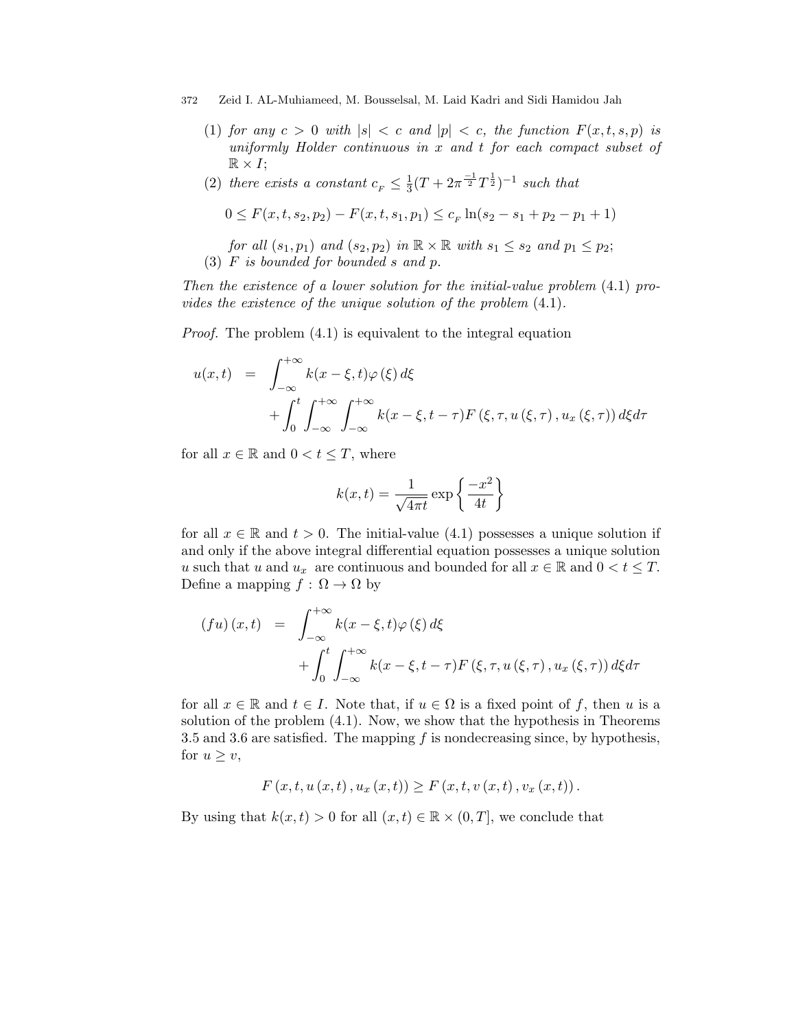(1) *for any $c > 0$ with $|s| < c$ and $|p| < c$, the function $F(x,t,s,p)$ is uniformly Holder continuous in $x$ and $t$ for each compact subset of $\mathbb{R} \times I$;*

(2) *there exists a constant $c_{_F} \leq \frac{1}{3}(T + 2\pi^{\frac{-1}{2}}T^{\frac{1}{2}})^{-1}$ such that*

$$0 \leq F(x,t,s_2,p_2) - F(x,t,s_1,p_1) \leq c_{_F} \ln(s_2 - s_1 + p_2 - p_1 + 1)$$

*for all $(s_1,p_1)$ and $(s_2,p_2)$ in $\mathbb{R} \times \mathbb{R}$ with $s_1 \leq s_2$ and $p_1 \leq p_2$;*

(3) *$F$ is bounded for bounded $s$ and $p$.*

*Then the existence of a lower solution for the initial-value problem (4.1) provides the existence of the unique solution of the problem (4.1).*

*Proof.* The problem (4.1) is equivalent to the integral equation

$$\begin{aligned} u(x,t) &= \int_{-\infty}^{+\infty} k(x-\xi,t)\varphi(\xi)\,d\xi \\ &\quad + \int_0^t \int_{-\infty}^{+\infty} \int_{-\infty}^{+\infty} k(x-\xi,t-\tau)F(\xi,\tau,u(\xi,\tau),u_x(\xi,\tau))\,d\xi d\tau \end{aligned}$$

for all $x \in \mathbb{R}$ and $0 < t \leq T$, where

$$k(x,t) = \frac{1}{\sqrt{4\pi t}} \exp\left\{\frac{-x^2}{4t}\right\}$$

for all $x \in \mathbb{R}$ and $t > 0$. The initial-value (4.1) possesses a unique solution if and only if the above integral differential equation possesses a unique solution $u$ such that $u$ and $u_x$ are continuous and bounded for all $x \in \mathbb{R}$ and $0 < t \leq T$. Define a mapping $f : \Omega \to \Omega$ by

$$\begin{aligned} (fu)(x,t) &= \int_{-\infty}^{+\infty} k(x-\xi,t)\varphi(\xi)\,d\xi \\ &\quad + \int_0^t \int_{-\infty}^{+\infty} k(x-\xi,t-\tau)F(\xi,\tau,u(\xi,\tau),u_x(\xi,\tau))\,d\xi d\tau \end{aligned}$$

for all $x \in \mathbb{R}$ and $t \in I$. Note that, if $u \in \Omega$ is a fixed point of $f$, then $u$ is a solution of the problem (4.1). Now, we show that the hypothesis in Theorems 3.5 and 3.6 are satisfied. The mapping $f$ is nondecreasing since, by hypothesis, for $u \geq v$,

$$F(x,t,u(x,t),u_x(x,t)) \geq F(x,t,v(x,t),v_x(x,t)).$$

By using that $k(x,t) > 0$ for all $(x,t) \in \mathbb{R} \times (0,T]$, we conclude that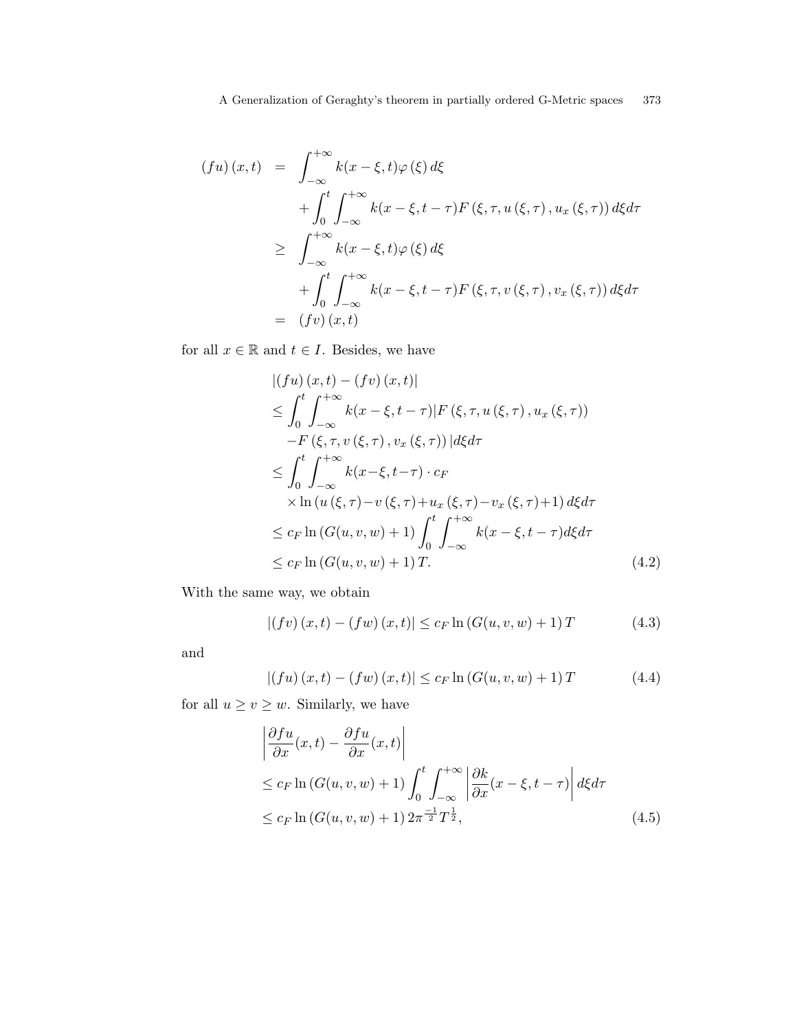$$
\begin{aligned}
(fu)(x,t) &= \int_{-\infty}^{+\infty} k(x-\xi,t)\varphi(\xi)\,d\xi \\
&\quad + \int_0^t \int_{-\infty}^{+\infty} k(x-\xi,t-\tau) F(\xi,\tau,u(\xi,\tau),u_x(\xi,\tau))\,d\xi d\tau \\
&\geq \int_{-\infty}^{+\infty} k(x-\xi,t)\varphi(\xi)\,d\xi \\
&\quad + \int_0^t \int_{-\infty}^{+\infty} k(x-\xi,t-\tau) F(\xi,\tau,v(\xi,\tau),v_x(\xi,\tau))\,d\xi d\tau \\
&= (fv)(x,t)
\end{aligned}
$$

for all $x \in \mathbb{R}$ and $t \in I$. Besides, we have

$$
\begin{aligned}
&|(fu)(x,t) - (fv)(x,t)| \\
&\leq \int_0^t \int_{-\infty}^{+\infty} k(x-\xi,t-\tau)|F(\xi,\tau,u(\xi,\tau),u_x(\xi,\tau)) \\
&\quad - F(\xi,\tau,v(\xi,\tau),v_x(\xi,\tau))|\,d\xi d\tau \\
&\leq \int_0^t \int_{-\infty}^{+\infty} k(x-\xi,t-\tau) \cdot c_F \\
&\quad \times \ln(u(\xi,\tau) - v(\xi,\tau) + u_x(\xi,\tau) - v_x(\xi,\tau) + 1)\,d\xi d\tau \\
&\leq c_F \ln(G(u,v,w)+1) \int_0^t \int_{-\infty}^{+\infty} k(x-\xi,t-\tau)\,d\xi d\tau \\
&\leq c_F \ln(G(u,v,w)+1)\, T.
\end{aligned} \tag{4.2}
$$

With the same way, we obtain

$$
|(fv)(x,t) - (fw)(x,t)| \leq c_F \ln(G(u,v,w)+1)\, T \tag{4.3}
$$

and

$$
|(fu)(x,t) - (fw)(x,t)| \leq c_F \ln(G(u,v,w)+1)\, T \tag{4.4}
$$

for all $u \geq v \geq w$. Similarly, we have

$$
\begin{aligned}
&\left| \frac{\partial fu}{\partial x}(x,t) - \frac{\partial fu}{\partial x}(x,t) \right| \\
&\leq c_F \ln(G(u,v,w)+1) \int_0^t \int_{-\infty}^{+\infty} \left| \frac{\partial k}{\partial x}(x-\xi,t-\tau) \right| d\xi d\tau \\
&\leq c_F \ln(G(u,v,w)+1)\, 2\pi^{\frac{-1}{2}} T^{\frac{1}{2}},
\end{aligned} \tag{4.5}
$$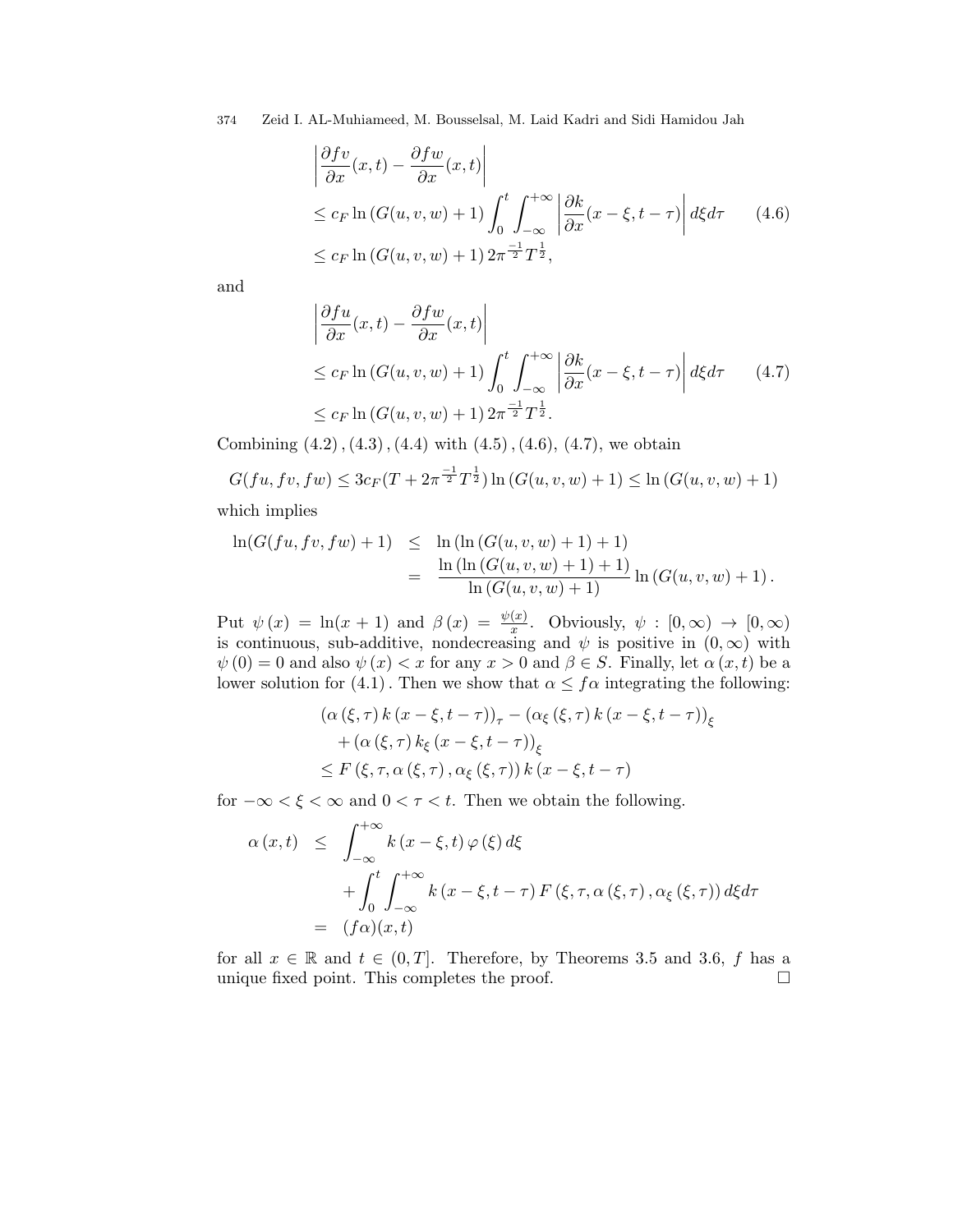$$
\begin{aligned}
&\left|\frac{\partial fv}{\partial x}(x,t)-\frac{\partial fw}{\partial x}(x,t)\right| \\
&\leq c_F \ln\left(G(u,v,w)+1\right)\int_0^t\int_{-\infty}^{+\infty}\left|\frac{\partial k}{\partial x}(x-\xi,t-\tau)\right| d\xi d\tau \qquad (4.6)\\
&\leq c_F \ln\left(G(u,v,w)+1\right) 2\pi^{\frac{-1}{2}}T^{\frac{1}{2}},
\end{aligned}
$$

and

$$
\begin{aligned}
&\left|\frac{\partial fu}{\partial x}(x,t)-\frac{\partial fw}{\partial x}(x,t)\right| \\
&\leq c_F \ln\left(G(u,v,w)+1\right)\int_0^t\int_{-\infty}^{+\infty}\left|\frac{\partial k}{\partial x}(x-\xi,t-\tau)\right| d\xi d\tau \qquad (4.7)\\
&\leq c_F \ln\left(G(u,v,w)+1\right) 2\pi^{\frac{-1}{2}}T^{\frac{1}{2}}.
\end{aligned}
$$

Combining $(4.2)$, $(4.3)$, $(4.4)$ with $(4.5)$, $(4.6)$, $(4.7)$, we obtain

$$
G(fu,fv,fw) \leq 3c_F(T+2\pi^{\frac{-1}{2}}T^{\frac{1}{2}})\ln\left(G(u,v,w)+1\right) \leq \ln\left(G(u,v,w)+1\right)
$$

which implies

$$
\begin{aligned}
\ln(G(fu,fv,fw)+1) &\leq \ln\left(\ln\left(G(u,v,w)+1\right)+1\right)\\
&= \frac{\ln\left(\ln\left(G(u,v,w)+1\right)+1\right)}{\ln\left(G(u,v,w)+1\right)}\ln\left(G(u,v,w)+1\right).
\end{aligned}
$$

Put $\psi(x) = \ln(x+1)$ and $\beta(x) = \frac{\psi(x)}{x}$. Obviously, $\psi : [0,\infty) \to [0,\infty)$ is continuous, sub-additive, nondecreasing and $\psi$ is positive in $(0,\infty)$ with $\psi(0) = 0$ and also $\psi(x) < x$ for any $x > 0$ and $\beta \in S$. Finally, let $\alpha(x,t)$ be a lower solution for $(4.1)$. Then we show that $\alpha \leq f\alpha$ integrating the following:

$$
\begin{aligned}
&\left(\alpha(\xi,\tau)\, k(x-\xi,t-\tau)\right)_\tau - \left(\alpha_\xi(\xi,\tau)\, k(x-\xi,t-\tau)\right)_\xi\\
&\quad + \left(\alpha(\xi,\tau)\, k_\xi(x-\xi,t-\tau)\right)_\xi\\
&\leq F\left(\xi,\tau,\alpha(\xi,\tau),\alpha_\xi(\xi,\tau)\right) k(x-\xi,t-\tau)
\end{aligned}
$$

for $-\infty < \xi < \infty$ and $0 < \tau < t$. Then we obtain the following.

$$
\begin{aligned}
\alpha(x,t) &\leq \int_{-\infty}^{+\infty} k(x-\xi,t)\,\varphi(\xi)\, d\xi\\
&\quad + \int_0^t\int_{-\infty}^{+\infty} k(x-\xi,t-\tau)\, F\left(\xi,\tau,\alpha(\xi,\tau),\alpha_\xi(\xi,\tau)\right) d\xi d\tau\\
&= (f\alpha)(x,t)
\end{aligned}
$$

for all $x \in \mathbb{R}$ and $t \in (0,T]$. Therefore, by Theorems 3.5 and 3.6, $f$ has a unique fixed point. This completes the proof. $\square$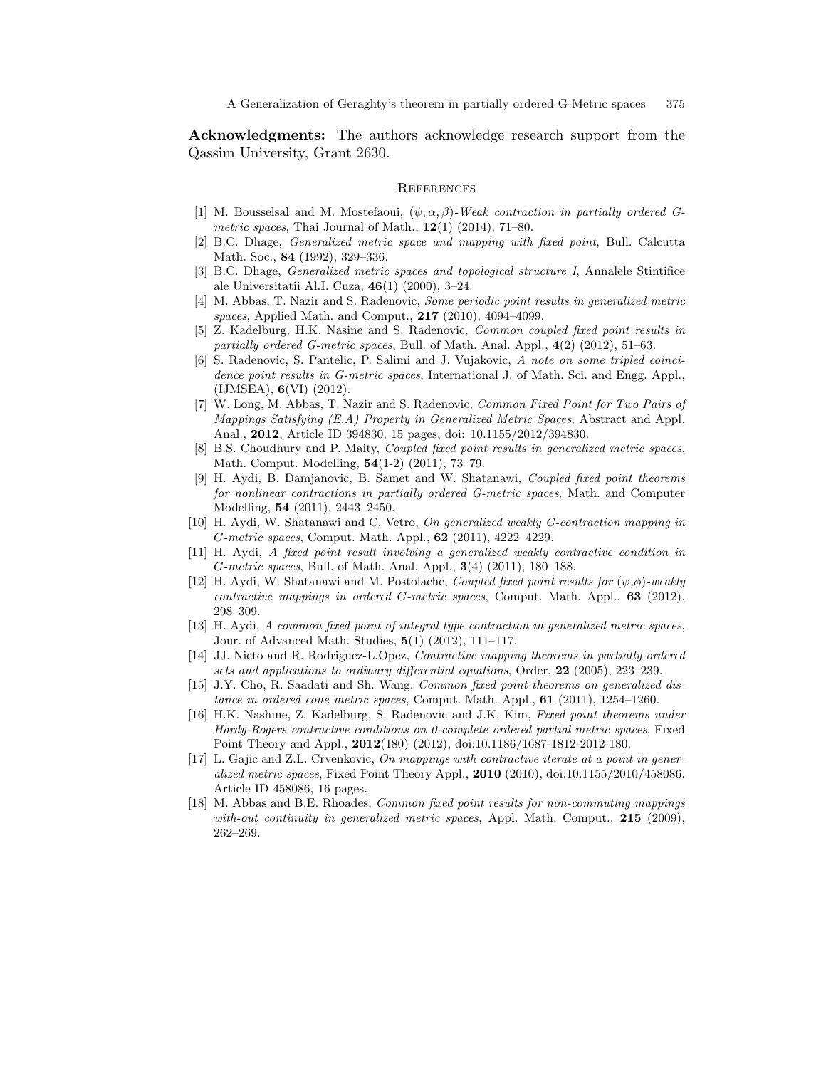**Acknowledgments:** The authors acknowledge research support from the Qassim University, Grant 2630.

## References

[1] M. Bousselsal and M. Mostefaoui, *$(\psi, \alpha, \beta)$-Weak contraction in partially ordered G-metric spaces*, Thai Journal of Math., **12**(1) (2014), 71–80.

[2] B.C. Dhage, *Generalized metric space and mapping with fixed point*, Bull. Calcutta Math. Soc., **84** (1992), 329–336.

[3] B.C. Dhage, *Generalized metric spaces and topological structure I*, Annalele Stintifice ale Universitatii Al.I. Cuza, **46**(1) (2000), 3–24.

[4] M. Abbas, T. Nazir and S. Radenovic, *Some periodic point results in generalized metric spaces*, Applied Math. and Comput., **217** (2010), 4094–4099.

[5] Z. Kadelburg, H.K. Nasine and S. Radenovic, *Common coupled fixed point results in partially ordered G-metric spaces*, Bull. of Math. Anal. Appl., **4**(2) (2012), 51–63.

[6] S. Radenovic, S. Pantelic, P. Salimi and J. Vujakovic, *A note on some tripled coincidence point results in G-metric spaces*, International J. of Math. Sci. and Engg. Appl., (IJMSEA), **6**(VI) (2012).

[7] W. Long, M. Abbas, T. Nazir and S. Radenovic, *Common Fixed Point for Two Pairs of Mappings Satisfying (E.A) Property in Generalized Metric Spaces*, Abstract and Appl. Anal., **2012**, Article ID 394830, 15 pages, doi: 10.1155/2012/394830.

[8] B.S. Choudhury and P. Maity, *Coupled fixed point results in generalized metric spaces*, Math. Comput. Modelling, **54**(1-2) (2011), 73–79.

[9] H. Aydi, B. Damjanovic, B. Samet and W. Shatanawi, *Coupled fixed point theorems for nonlinear contractions in partially ordered G-metric spaces*, Math. and Computer Modelling, **54** (2011), 2443–2450.

[10] H. Aydi, W. Shatanawi and C. Vetro, *On generalized weakly G-contraction mapping in G-metric spaces*, Comput. Math. Appl., **62** (2011), 4222–4229.

[11] H. Aydi, *A fixed point result involving a generalized weakly contractive condition in G-metric spaces*, Bull. of Math. Anal. Appl., **3**(4) (2011), 180–188.

[12] H. Aydi, W. Shatanawi and M. Postolache, *Coupled fixed point results for $(\psi,\phi)$-weakly contractive mappings in ordered G-metric spaces*, Comput. Math. Appl., **63** (2012), 298–309.

[13] H. Aydi, *A common fixed point of integral type contraction in generalized metric spaces*, Jour. of Advanced Math. Studies, **5**(1) (2012), 111–117.

[14] JJ. Nieto and R. Rodriguez-L.Opez, *Contractive mapping theorems in partially ordered sets and applications to ordinary differential equations*, Order, **22** (2005), 223–239.

[15] J.Y. Cho, R. Saadati and Sh. Wang, *Common fixed point theorems on generalized distance in ordered cone metric spaces*, Comput. Math. Appl., **61** (2011), 1254–1260.

[16] H.K. Nashine, Z. Kadelburg, S. Radenovic and J.K. Kim, *Fixed point theorems under Hardy-Rogers contractive conditions on 0-complete ordered partial metric spaces*, Fixed Point Theory and Appl., **2012**(180) (2012), doi:10.1186/1687-1812-2012-180.

[17] L. Gajic and Z.L. Crvenkovic, *On mappings with contractive iterate at a point in generalized metric spaces*, Fixed Point Theory Appl., **2010** (2010), doi:10.1155/2010/458086. Article ID 458086, 16 pages.

[18] M. Abbas and B.E. Rhoades, *Common fixed point results for non-commuting mappings with-out continuity in generalized metric spaces*, Appl. Math. Comput., **215** (2009), 262–269.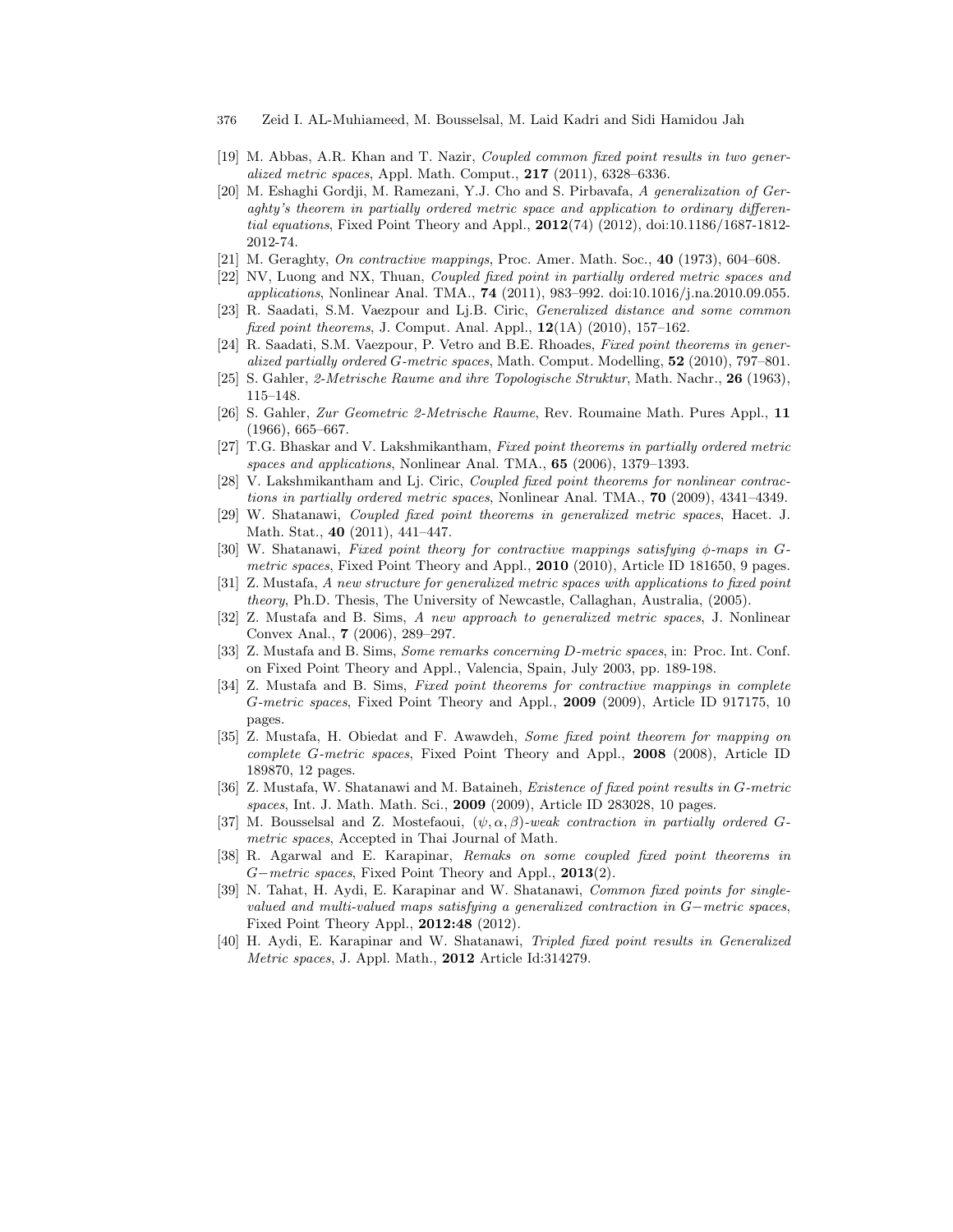[19] M. Abbas, A.R. Khan and T. Nazir, *Coupled common fixed point results in two generalized metric spaces*, Appl. Math. Comput., **217** (2011), 6328–6336.

[20] M. Eshaghi Gordji, M. Ramezani, Y.J. Cho and S. Pirbavafa, *A generalization of Geraghty's theorem in partially ordered metric space and application to ordinary differential equations*, Fixed Point Theory and Appl., **2012**(74) (2012), doi:10.1186/1687-1812-2012-74.

[21] M. Geraghty, *On contractive mappings*, Proc. Amer. Math. Soc., **40** (1973), 604–608.

[22] NV, Luong and NX, Thuan, *Coupled fixed point in partially ordered metric spaces and applications*, Nonlinear Anal. TMA., **74** (2011), 983–992. doi:10.1016/j.na.2010.09.055.

[23] R. Saadati, S.M. Vaezpour and Lj.B. Ciric, *Generalized distance and some common fixed point theorems*, J. Comput. Anal. Appl., **12**(1A) (2010), 157–162.

[24] R. Saadati, S.M. Vaezpour, P. Vetro and B.E. Rhoades, *Fixed point theorems in generalized partially ordered G-metric spaces*, Math. Comput. Modelling, **52** (2010), 797–801.

[25] S. Gahler, *2-Metrische Raume and ihre Topologische Struktur*, Math. Nachr., **26** (1963), 115–148.

[26] S. Gahler, *Zur Geometric 2-Metrische Raume*, Rev. Roumaine Math. Pures Appl., **11** (1966), 665–667.

[27] T.G. Bhaskar and V. Lakshmikantham, *Fixed point theorems in partially ordered metric spaces and applications*, Nonlinear Anal. TMA., **65** (2006), 1379–1393.

[28] V. Lakshmikantham and Lj. Ciric, *Coupled fixed point theorems for nonlinear contractions in partially ordered metric spaces*, Nonlinear Anal. TMA., **70** (2009), 4341–4349.

[29] W. Shatanawi, *Coupled fixed point theorems in generalized metric spaces*, Hacet. J. Math. Stat., **40** (2011), 441–447.

[30] W. Shatanawi, *Fixed point theory for contractive mappings satisfying $\phi$-maps in G-metric spaces*, Fixed Point Theory and Appl., **2010** (2010), Article ID 181650, 9 pages.

[31] Z. Mustafa, *A new structure for generalized metric spaces with applications to fixed point theory*, Ph.D. Thesis, The University of Newcastle, Callaghan, Australia, (2005).

[32] Z. Mustafa and B. Sims, *A new approach to generalized metric spaces*, J. Nonlinear Convex Anal., **7** (2006), 289–297.

[33] Z. Mustafa and B. Sims, *Some remarks concerning D-metric spaces*, in: Proc. Int. Conf. on Fixed Point Theory and Appl., Valencia, Spain, July 2003, pp. 189-198.

[34] Z. Mustafa and B. Sims, *Fixed point theorems for contractive mappings in complete G-metric spaces*, Fixed Point Theory and Appl., **2009** (2009), Article ID 917175, 10 pages.

[35] Z. Mustafa, H. Obiedat and F. Awawdeh, *Some fixed point theorem for mapping on complete G-metric spaces*, Fixed Point Theory and Appl., **2008** (2008), Article ID 189870, 12 pages.

[36] Z. Mustafa, W. Shatanawi and M. Bataineh, *Existence of fixed point results in G-metric spaces*, Int. J. Math. Math. Sci., **2009** (2009), Article ID 283028, 10 pages.

[37] M. Bousselsal and Z. Mostefaoui, *$(\psi, \alpha, \beta)$-weak contraction in partially ordered G-metric spaces*, Accepted in Thai Journal of Math.

[38] R. Agarwal and E. Karapinar, *Remaks on some coupled fixed point theorems in $G-$metric spaces*, Fixed Point Theory and Appl., **2013**(2).

[39] N. Tahat, H. Aydi, E. Karapinar and W. Shatanawi, *Common fixed points for single-valued and multi-valued maps satisfying a generalized contraction in $G-$metric spaces*, Fixed Point Theory Appl., **2012:48** (2012).

[40] H. Aydi, E. Karapinar and W. Shatanawi, *Tripled fixed point results in Generalized Metric spaces*, J. Appl. Math., **2012** Article Id:314279.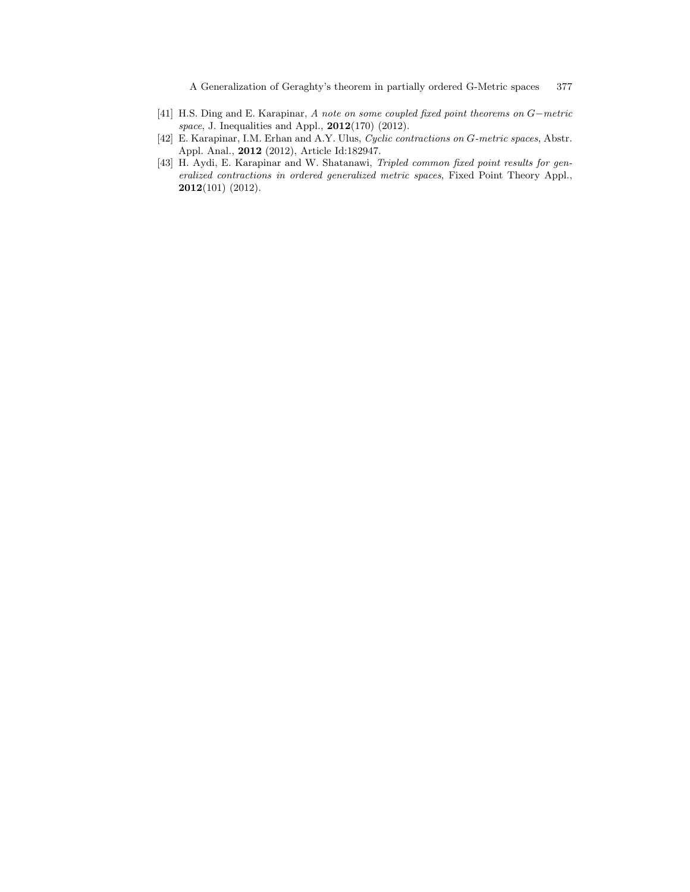[41] H.S. Ding and E. Karapinar, *A note on some coupled fixed point theorems on $G-$metric space*, J. Inequalities and Appl., **2012**(170) (2012).

[42] E. Karapinar, I.M. Erhan and A.Y. Ulus, *Cyclic contractions on G-metric spaces*, Abstr. Appl. Anal., **2012** (2012), Article Id:182947.

[43] H. Aydi, E. Karapinar and W. Shatanawi, *Tripled common fixed point results for generalized contractions in ordered generalized metric spaces*, Fixed Point Theory Appl., **2012**(101) (2012).